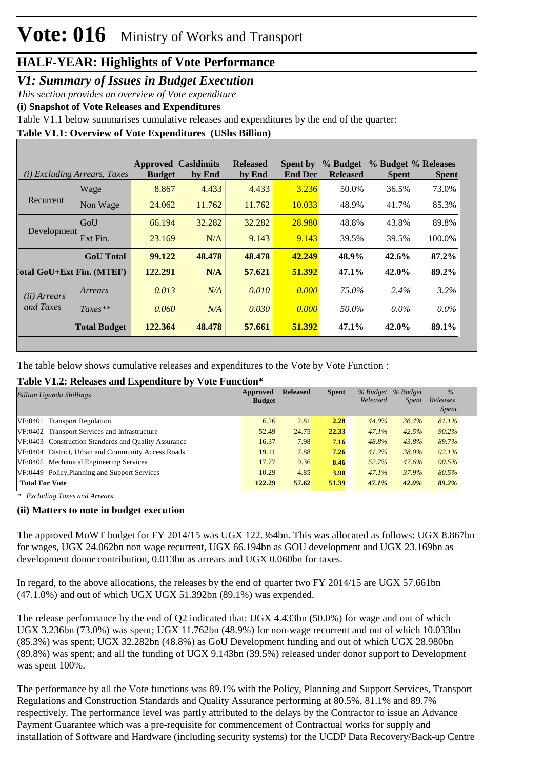# Vote: 016 Ministry of Works and Transport

## HALF-YEAR: Highlights of Vote Performance

### *V1: Summary of Issues in Budget Execution*

*This section provides an overview of Vote expenditure*

**(i) Snapshot of Vote Releases and Expenditures**

Table V1.1 below summarises cumulative releases and expenditures by the end of the quarter:

**Table V1.1: Overview of Vote Expenditures (UShs Billion)**

| *(i) Excluding Arrears, Taxes* | | Approved Budget | Cashlimits by End | Released by End | Spent by End Dec | % Budget Released | % Budget Spent | % Releases Spent |
|---|---|---|---|---|---|---|---|---|
| Recurrent | Wage | 8.867 | 4.433 | 4.433 | 3.236 | 50.0% | 36.5% | 73.0% |
| | Non Wage | 24.062 | 11.762 | 11.762 | 10.033 | 48.9% | 41.7% | 85.3% |
| Development | GoU | 66.194 | 32.282 | 32.282 | 28.980 | 48.8% | 43.8% | 89.8% |
| | Ext Fin. | 23.169 | N/A | 9.143 | 9.143 | 39.5% | 39.5% | 100.0% |
| | **GoU Total** | **99.122** | **48.478** | **48.478** | **42.249** | **48.9%** | **42.6%** | **87.2%** |
| **Total GoU+Ext Fin. (MTEF)** | | **122.291** | **N/A** | **57.621** | **51.392** | **47.1%** | **42.0%** | **89.2%** |
| *(ii) Arrears and Taxes* | *Arrears* | *0.013* | *N/A* | *0.010* | *0.000* | *75.0%* | *2.4%* | *3.2%* |
| | *Taxes*** | *0.060* | *N/A* | *0.030* | *0.000* | *50.0%* | *0.0%* | *0.0%* |
| | **Total Budget** | **122.364** | **48.478** | **57.661** | **51.392** | **47.1%** | **42.0%** | **89.1%** |

The table below shows cumulative releases and expenditures to the Vote by Vote Function :

**Table V1.2: Releases and Expenditure by Vote Function***

| *Billion Uganda Shillings* | Approved Budget | Released | Spent | *% Budget Released* | *% Budget Spent* | *% Releases Spent* |
|---|---|---|---|---|---|---|
| VF:0401 Transport Regulation | 6.26 | 2.81 | **2.28** | *44.9%* | *36.4%* | *81.1%* |
| VF:0402 Transport Services and Infrastructure | 52.49 | 24.75 | **22.33** | *47.1%* | *42.5%* | *90.2%* |
| VF:0403 Construction Standards and Quality Assurance | 16.37 | 7.98 | **7.16** | *48.8%* | *43.8%* | *89.7%* |
| VF:0404 District, Urban and Community Access Roads | 19.11 | 7.88 | **7.26** | *41.2%* | *38.0%* | *92.1%* |
| VF:0405 Mechanical Engineering Services | 17.77 | 9.36 | **8.46** | *52.7%* | *47.6%* | *90.5%* |
| VF:0449 Policy,Planning and Support Services | 10.29 | 4.85 | **3.90** | *47.1%* | *37.9%* | *80.5%* |
| **Total For Vote** | **122.29** | **57.62** | **51.39** | ***47.1%*** | ***42.0%*** | ***89.2%*** |

*\* Excluding Taxes and Arrears*

**(ii) Matters to note in budget execution**

The approved MoWT budget for FY 2014/15 was UGX 122.364bn. This was allocated as follows: UGX 8.867bn for wages, UGX 24.062bn non wage recurrent, UGX 66.194bn as GOU development and UGX 23.169bn as development donor contribution, 0.013bn as arrears and UGX 0.060bn for taxes.

In regard, to the above allocations, the releases by the end of quarter two FY 2014/15 are UGX 57.661bn (47.1.0%) and out of which UGX UGX 51.392bn (89.1%) was expended.

The release performance by the end of Q2 indicated that: UGX 4.433bn (50.0%) for wage and out of which UGX 3.236bn (73.0%) was spent; UGX 11.762bn (48.9%) for non-wage recurrent and out of which 10.033bn (85.3%) was spent; UGX 32.282bn (48.8%) as GoU Development funding and out of which UGX 28.980bn (89.8%) was spent; and all the funding of UGX 9.143bn (39.5%) released under donor support to Development was spent 100%.

The performance by all the Vote functions was 89.1% with the Policy, Planning and Support Services, Transport Regulations and Construction Standards and Quality Assurance performing at 80.5%, 81.1% and 89.7% respectively. The performance level was partly attributed to the delays by the Contractor to issue an Advance Payment Guarantee which was a pre-requisite for commencement of Contractual works for supply and installation of Software and Hardware (including security systems) for the UCDP Data Recovery/Back-up Centre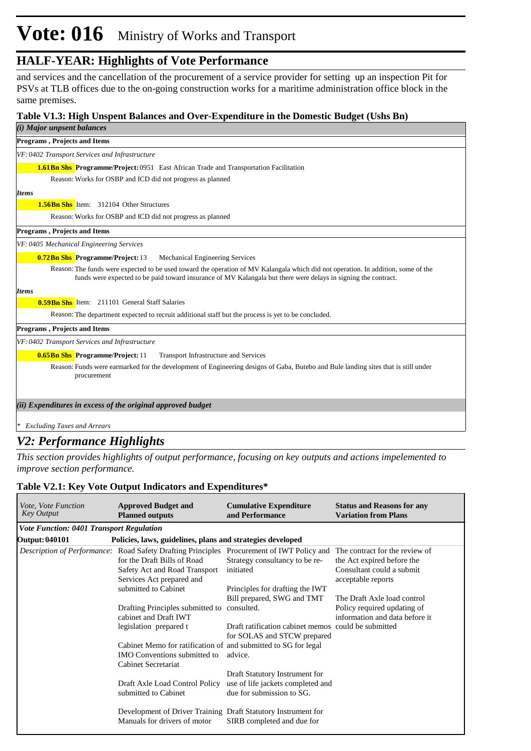# Vote: 016 Ministry of Works and Transport

## HALF-YEAR: Highlights of Vote Performance

and services and the cancellation of the procurement of a service provider for setting up an inspection Pit for PSVs at TLB offices due to the on-going construction works for a maritime administration office block in the same premises.

### Table V1.3: High Unspent Balances and Over-Expenditure in the Domestic Budget (Ushs Bn)

*(i) Major unpsent balances*

**Programs , Projects and Items**

*VF: 0402 Transport Services and Infrastructure*

**1.61Bn Shs** **Programme/Project:** 0951 East African Trade and Transportation Facilitation

Reason: Works for OSBP and ICD did not progress as planned

***Items***

**1.56Bn Shs** Item: 312104 Other Structures

Reason: Works for OSBP and ICD did not progress as planned

**Programs , Projects and Items**

*VF: 0405 Mechanical Engineering Services*

**0.72Bn Shs** **Programme/Project:** 13 Mechanical Engineering Services

Reason: The funds were expected to be used toward the operation of MV Kalangala which did not operation. In addition, some of the funds were expected to be paid toward insurance of MV Kalangala but there were delays in signing the contract.

***Items***

**0.59Bn Shs** Item: 211101 General Staff Salaries

Reason: The department expected to recruit additional staff but the process is yet to be concluded.

**Programs , Projects and Items**

*VF: 0402 Transport Services and Infrastructure*

**0.65Bn Shs** **Programme/Project:** 11 Transport Infrastructure and Services

Reason: Funds were earmarked for the development of Engineering designs of Gaba, Butebo and Bule landing sites that is still under procurement

*(ii) Expenditures in excess of the original approved budget*

\* *Excluding Taxes and Arrears*

## *V2: Performance Highlights*

*This section provides highlights of output performance, focusing on key outputs and actions impelemented to improve section performance.*

### Table V2.1: Key Vote Output Indicators and Expenditures*

| *Vote, Vote Function Key Output* | **Approved Budget and Planned outputs** | **Cumulative Expenditure and Performance** | **Status and Reasons for any Variation from Plans** |
|---|---|---|---|
| ***Vote Function: 0401 Transport Regulation*** | | | |
| **Output: 040101** | **Policies, laws, guidelines, plans and strategies developed** | | |
| *Description of Performance:* | Road Safety Drafting Principles for the Draft Bills of Road Safety Act and Road Transport Services Act prepared and submitted to Cabinet<br><br>Drafting Principles submitted to cabinet and Draft IWT legislation prepared t<br><br>Cabinet Memo for ratification of IMO Conventions submitted to Cabinet Secretariat<br><br>Draft Axle Load Control Policy submitted to Cabinet<br><br>Development of Driver Training Manuals for drivers of motor | Procurement of IWT Policy and Strategy consultancy to be re-initiated<br><br>Principles for drafting the IWT Bill prepared, SWG and TMT consulted.<br><br>Draft ratification cabinet memos for SOLAS and STCW prepared and submitted to SG for legal advice.<br><br>Draft Statutory Instrument for use of life jackets completed and due for submission to SG.<br><br>Draft Statutory Instrument for SIRB completed and due for | The contract for the review of the Act expired before the Consultant could a submit acceptable reports<br><br>The Draft Axle load control Policy required updating of information and data before it could be submitted |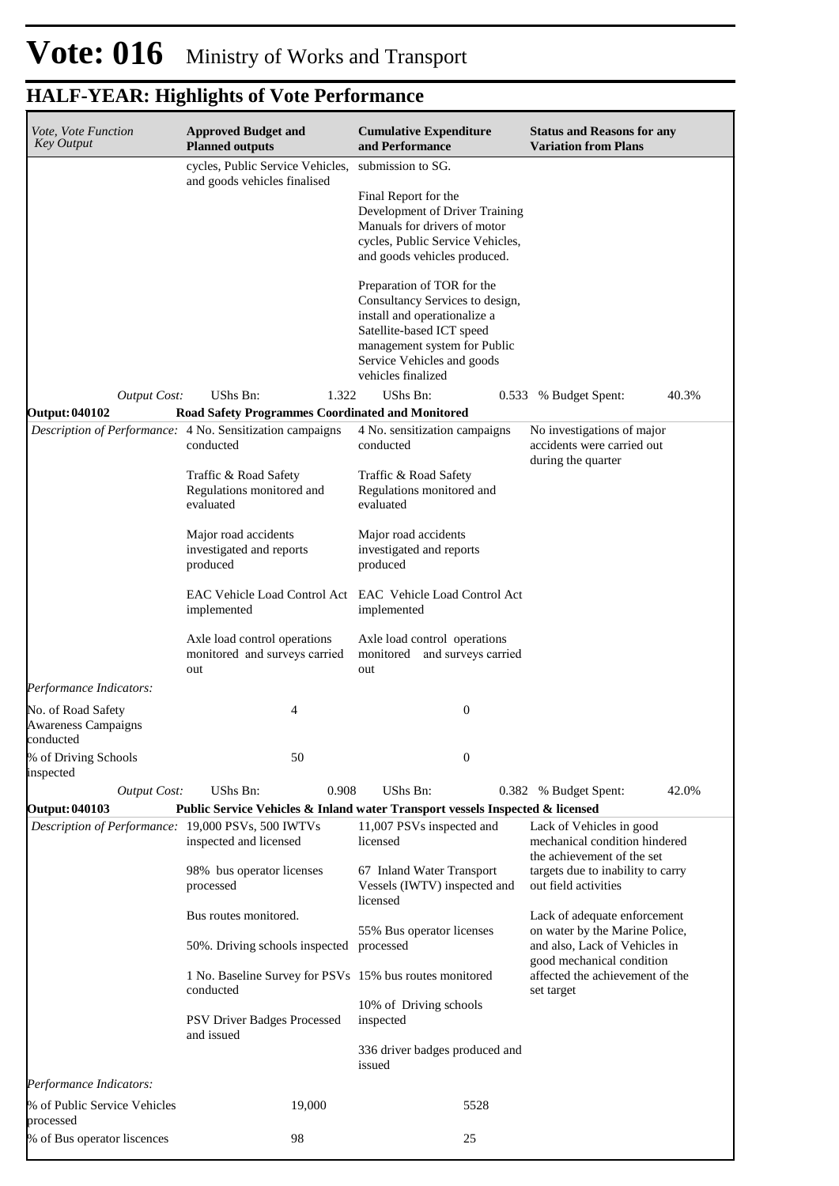# Vote: 016 Ministry of Works and Transport

## HALF-YEAR: Highlights of Vote Performance

| *Vote, Vote Function Key Output* | **Approved Budget and Planned outputs** | **Cumulative Expenditure and Performance** | **Status and Reasons for any Variation from Plans** |
|---|---|---|---|
| | cycles, Public Service Vehicles, and goods vehicles finalised | submission to SG.<br><br>Final Report for the Development of Driver Training Manuals for drivers of motor cycles, Public Service Vehicles, and goods vehicles produced.<br><br>Preparation of TOR for the Consultancy Services to design, install and operationalize a Satellite-based ICT speed management system for Public Service Vehicles and goods vehicles finalized | |
| *Output Cost:* | UShs Bn: 1.322 | UShs Bn: 0.533 | % Budget Spent: 40.3% |
| **Output: 040102** | **Road Safety Programmes Coordinated and Monitored** | | |
| *Description of Performance:* | 4 No. Sensitization campaigns conducted<br><br>Traffic & Road Safety Regulations monitored and evaluated<br><br>Major road accidents investigated and reports produced<br><br>EAC Vehicle Load Control Act implemented<br><br>Axle load control operations monitored and surveys carried out | 4 No. sensitization campaigns conducted<br><br>Traffic & Road Safety Regulations monitored and evaluated<br><br>Major road accidents investigated and reports produced<br><br>EAC Vehicle Load Control Act implemented<br><br>Axle load control operations monitored and surveys carried out | No investigations of major accidents were carried out during the quarter |
| *Performance Indicators:* | | | |
| No. of Road Safety Awareness Campaigns conducted | 4 | 0 | |
| % of Driving Schools inspected | 50 | 0 | |
| *Output Cost:* | UShs Bn: 0.908 | UShs Bn: 0.382 | % Budget Spent: 42.0% |
| **Output: 040103** | **Public Service Vehicles & Inland water Transport vessels Inspected & licensed** | | |
| *Description of Performance:* | 19,000 PSVs, 500 IWTVs inspected and licensed<br><br>98% bus operator licenses processed<br><br>Bus routes monitored.<br><br>50%. Driving schools inspected<br><br>1 No. Baseline Survey for PSVs conducted<br><br>PSV Driver Badges Processed and issued | 11,007 PSVs inspected and licensed<br><br>67 Inland Water Transport Vessels (IWTV) inspected and licensed<br><br>55% Bus operator licenses processed<br><br>15% bus routes monitored<br><br>10% of Driving schools inspected<br><br>336 driver badges produced and issued | Lack of Vehicles in good mechanical condition hindered the achievement of the set targets due to inability to carry out field activities<br><br>Lack of adequate enforcement on water by the Marine Police, and also, Lack of Vehicles in good mechanical condition affected the achievement of the set target |
| *Performance Indicators:* | | | |
| % of Public Service Vehicles processed | 19,000 | 5528 | |
| % of Bus operator liscences | 98 | 25 | |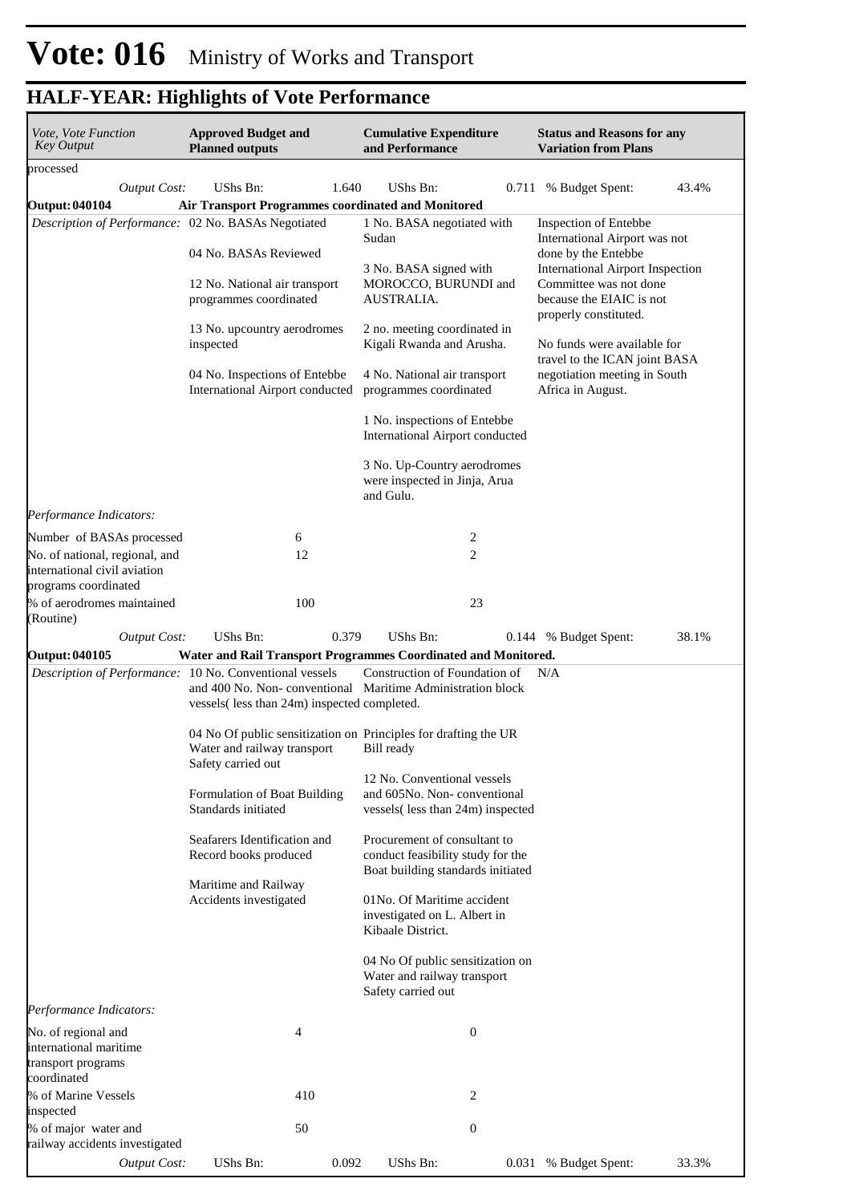# Vote: 016 Ministry of Works and Transport

## HALF-YEAR: Highlights of Vote Performance

| *Vote, Vote Function Key Output* | **Approved Budget and Planned outputs** | | **Cumulative Expenditure and Performance** | | **Status and Reasons for any Variation from Plans** | |
|---|---|---|---|---|---|---|
| processed | | | | | | |
| *Output Cost:* | UShs Bn: | 1.640 | UShs Bn: | 0.711 | % Budget Spent: | 43.4% |
| **Output: 040104** | **Air Transport Programmes coordinated and Monitored** | | | | | |
| *Description of Performance:* | 02 No. BASAs Negotiated<br><br>04 No. BASAs Reviewed<br><br>12 No. National air transport programmes coordinated<br><br>13 No. upcountry aerodromes inspected<br><br>04 No. Inspections of Entebbe International Airport conducted | | 1 No. BASA negotiated with Sudan<br><br>3 No. BASA signed with MOROCCO, BURUNDI and AUSTRALIA.<br><br>2 no. meeting coordinated in Kigali Rwanda and Arusha.<br><br>4 No. National air transport programmes coordinated<br><br>1 No. inspections of Entebbe International Airport conducted<br><br>3 No. Up-Country aerodromes were inspected in Jinja, Arua and Gulu. | | Inspection of Entebbe International Airport was not done by the Entebbe International Airport Inspection Committee was not done because the EIAIC is not properly constituted.<br><br>No funds were available for travel to the ICAN joint BASA negotiation meeting in South Africa in August. | |
| *Performance Indicators:* | | | | | | |
| Number of BASAs processed | | 6 | | 2 | | |
| No. of national, regional, and international civil aviation programs coordinated | | 12 | | 2 | | |
| % of aerodromes maintained (Routine) | | 100 | | 23 | | |
| *Output Cost:* | UShs Bn: | 0.379 | UShs Bn: | 0.144 | % Budget Spent: | 38.1% |
| **Output: 040105** | **Water and Rail Transport Programmes Coordinated and Monitored.** | | | | | |
| *Description of Performance:* | 10 No. Conventional vessels and 400 No. Non- conventional vessels( less than 24m) inspected<br><br>04 No Of public sensitization on Water and railway transport Safety carried out<br><br>Formulation of Boat Building Standards initiated<br><br>Seafarers Identification and Record books produced<br><br>Maritime and Railway Accidents investigated | | Construction of Foundation of Maritime Administration block completed.<br><br>Principles for drafting the UR Bill ready<br><br>12 No. Conventional vessels and 605No. Non- conventional vessels( less than 24m) inspected<br><br>Procurement of consultant to conduct feasibility study for the Boat building standards initiated<br><br>01No. Of Maritime accident investigated on L. Albert in Kibaale District.<br><br>04 No Of public sensitization on Water and railway transport Safety carried out | | N/A | |
| *Performance Indicators:* | | | | | | |
| No. of regional and international maritime transport programs coordinated | | 4 | | 0 | | |
| % of Marine Vessels inspected | | 410 | | 2 | | |
| % of major water and railway accidents investigated | | 50 | | 0 | | |
| *Output Cost:* | UShs Bn: | 0.092 | UShs Bn: | 0.031 | % Budget Spent: | 33.3% |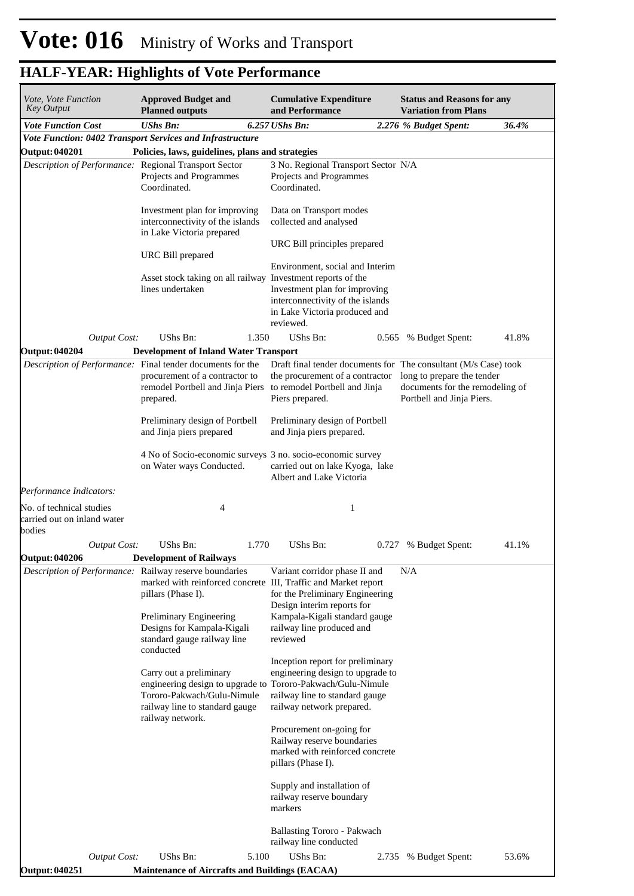# Vote: 016 Ministry of Works and Transport

## HALF-YEAR: Highlights of Vote Performance

| *Vote, Vote Function Key Output* | **Approved Budget and Planned outputs** | **Cumulative Expenditure and Performance** | **Status and Reasons for any Variation from Plans** |
|---|---|---|---|
| ***Vote Function Cost*** | ***UShs Bn:*** ***6.257*** | ***UShs Bn:*** ***2.276*** | ***% Budget Spent:*** ***36.4%*** |
| ***Vote Function: 0402 Transport Services and Infrastructure*** | | | |
| **Output: 040201** | **Policies, laws, guidelines, plans and strategies** | | |
| *Description of Performance:* | Regional Transport Sector Projects and Programmes Coordinated.<br><br>Investment plan for improving interconnectivity of the islands in Lake Victoria prepared<br><br>URC Bill prepared<br><br>Asset stock taking on all railway lines undertaken | 3 No. Regional Transport Sector Projects and Programmes Coordinated.<br><br>Data on Transport modes collected and analysed<br><br>URC Bill principles prepared<br><br>Environment, social and Interim Investment reports of the Investment plan for improving interconnectivity of the islands in Lake Victoria produced and reviewed. | N/A |
| *Output Cost:* | UShs Bn: 1.350 | UShs Bn: 0.565 | % Budget Spent: 41.8% |
| **Output: 040204** | **Development of Inland Water Transport** | | |
| *Description of Performance:* | Final tender documents for the procurement of a contractor to remodel Portbell and Jinja Piers prepared.<br><br>Preliminary design of Portbell and Jinja piers prepared<br><br>4 No of Socio-economic surveys on Water ways Conducted. | Draft final tender documents for the procurement of a contractor to remodel Portbell and Jinja Piers prepared.<br><br>Preliminary design of Portbell and Jinja piers prepared.<br><br>3 no. socio-economic survey carried out on lake Kyoga, lake Albert and Lake Victoria | The consultant (M/s Case) took long to prepare the tender documents for the remodeling of Portbell and Jinja Piers. |
| *Performance Indicators:* | | | |
| No. of technical studies carried out on inland water bodies | 4 | 1 | |
| *Output Cost:* | UShs Bn: 1.770 | UShs Bn: 0.727 | % Budget Spent: 41.1% |
| **Output: 040206** | **Development of Railways** | | |
| *Description of Performance:* | Railway reserve boundaries marked with reinforced concrete pillars (Phase I).<br><br>Preliminary Engineering Designs for Kampala-Kigali standard gauge railway line conducted<br><br>Carry out a preliminary engineering design to upgrade to Tororo-Pakwach/Gulu-Nimule railway line to standard gauge railway network. | Variant corridor phase II and III, Traffic and Market report for the Preliminary Engineering Design interim reports for Kampala-Kigali standard gauge railway line produced and reviewed<br><br>Inception report for preliminary engineering design to upgrade to Tororo-Pakwach/Gulu-Nimule railway line to standard gauge railway network prepared.<br><br>Procurement on-going for Railway reserve boundaries marked with reinforced concrete pillars (Phase I).<br><br>Supply and installation of railway reserve boundary markers<br><br>Ballasting Tororo - Pakwach railway line conducted | N/A |
| *Output Cost:* | UShs Bn: 5.100 | UShs Bn: 2.735 | % Budget Spent: 53.6% |
| **Output: 040251** | **Maintenance of Aircrafts and Buildings (EACAA)** | | |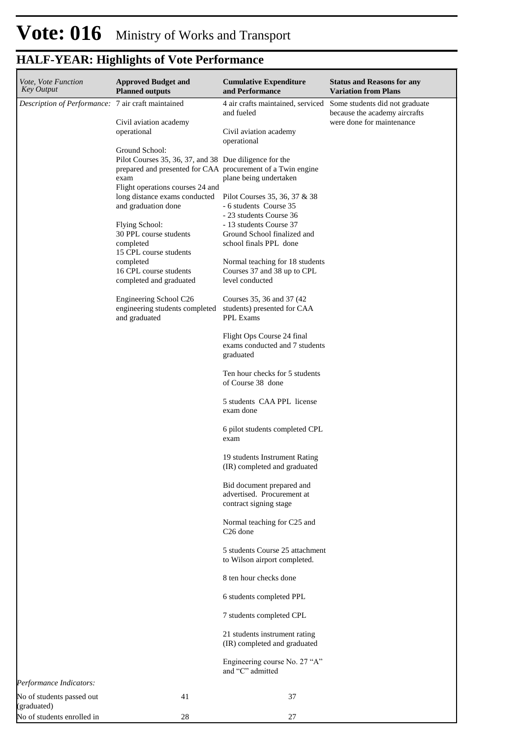# Vote: 016 Ministry of Works and Transport

## HALF-YEAR: Highlights of Vote Performance

| *Vote, Vote Function Key Output* | **Approved Budget and Planned outputs** | **Cumulative Expenditure and Performance** | **Status and Reasons for any Variation from Plans** |
|---|---|---|---|
| *Description of Performance:* | 7 air craft maintained<br><br>Civil aviation academy operational<br><br>Ground School:<br>Pilot Courses 35, 36, 37, and 38 prepared and presented for CAA exam<br>Flight operations courses 24 and long distance exams conducted and graduation done<br><br>Flying School:<br>30 PPL course students completed<br>15 CPL course students completed<br>16 CPL course students completed and graduated<br><br>Engineering School C26 engineering students completed and graduated | 4 air crafts maintained, serviced and fueled<br><br>Civil aviation academy operational<br><br>Due diligence for the procurement of a Twin engine plane being undertaken<br><br>Pilot Courses 35, 36, 37 & 38<br>- 6 students Course 35<br>- 23 students Course 36<br>- 13 students Course 37<br>Ground School finalized and school finals PPL done<br><br>Normal teaching for 18 students Courses 37 and 38 up to CPL level conducted<br><br>Courses 35, 36 and 37 (42 students) presented for CAA PPL Exams<br><br>Flight Ops Course 24 final exams conducted and 7 students graduated<br><br>Ten hour checks for 5 students of Course 38 done<br><br>5 students CAA PPL license exam done<br><br>6 pilot students completed CPL exam<br><br>19 students Instrument Rating (IR) completed and graduated<br><br>Bid document prepared and advertised. Procurement at contract signing stage<br><br>Normal teaching for C25 and C26 done<br><br>5 students Course 25 attachment to Wilson airport completed.<br><br>8 ten hour checks done<br><br>6 students completed PPL<br><br>7 students completed CPL<br><br>21 students instrument rating (IR) completed and graduated<br><br>Engineering course No. 27 "A" and "C" admitted | Some students did not graduate because the academy aircrafts were done for maintenance |
| *Performance Indicators:* | | | |
| No of students passed out (graduated) | 41 | 37 | |
| No of students enrolled in | 28 | 27 | |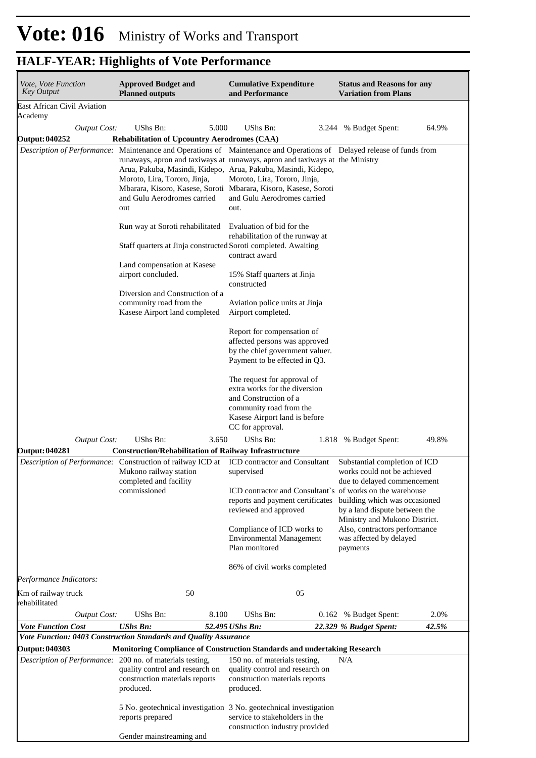# Vote: 016 Ministry of Works and Transport

## HALF-YEAR: Highlights of Vote Performance

| *Vote, Vote Function Key Output* | **Approved Budget and Planned outputs** | **Cumulative Expenditure and Performance** | **Status and Reasons for any Variation from Plans** |
|---|---|---|---|
| East African Civil Aviation Academy | | | |
| *Output Cost:* | UShs Bn: 5.000 | UShs Bn: 3.244 | % Budget Spent: 64.9% |
| **Output: 040252** | **Rehabilitation of Upcountry Aerodromes (CAA)** | | |
| *Description of Performance:* | Maintenance and Operations of runaways, apron and taxiways at Arua, Pakuba, Masindi, Kidepo, Moroto, Lira, Tororo, Jinja, Mbarara, Kisoro, Kasese, Soroti and Gulu Aerodromes carried out<br><br>Run way at Soroti rehabilitated<br><br>Staff quarters at Jinja constructed<br><br>Land compensation at Kasese airport concluded.<br><br>Diversion and Construction of a community road from the Kasese Airport land completed | Maintenance and Operations of runaways, apron and taxiways at Arua, Pakuba, Masindi, Kidepo, Moroto, Lira, Tororo, Jinja, Mbarara, Kisoro, Kasese, Soroti and Gulu Aerodromes carried out.<br><br>Evaluation of bid for the rehabilitation of the runway at Soroti completed. Awaiting contract award<br><br>15% Staff quarters at Jinja constructed<br><br>Aviation police units at Jinja Airport completed.<br><br>Report for compensation of affected persons was approved by the chief government valuer. Payment to be effected in Q3.<br><br>The request for approval of extra works for the diversion and Construction of a community road from the Kasese Airport land is before CC for approval. | Delayed release of funds from the Ministry |
| *Output Cost:* | UShs Bn: 3.650 | UShs Bn: 1.818 | % Budget Spent: 49.8% |
| **Output: 040281** | **Construction/Rehabilitation of Railway Infrastructure** | | |
| *Description of Performance:* | Construction of railway ICD at Mukono railway station completed and facility commissioned | ICD contractor and Consultant supervised<br><br>ICD contractor and Consultant`s reports and payment certificates reviewed and approved<br><br>Compliance of ICD works to Environmental Management Plan monitored<br><br>86% of civil works completed | Substantial completion of ICD works could not be achieved due to delayed commencement of works on the warehouse building which was occasioned by a land dispute between the Ministry and Mukono District. Also, contractors performance was affected by delayed payments |
| *Performance Indicators:* | | | |
| Km of railway truck rehabilitated | 50 | 05 | |
| *Output Cost:* | UShs Bn: 8.100 | UShs Bn: 0.162 | % Budget Spent: 2.0% |
| ***Vote Function Cost*** | ***UShs Bn: 52.495*** | ***UShs Bn: 22.329*** | ***% Budget Spent: 42.5%*** |
| ***Vote Function: 0403 Construction Standards and Quality Assurance*** | | | |
| **Output: 040303** | **Monitoring Compliance of Construction Standards and undertaking Research** | | |
| *Description of Performance:* | 200 no. of materials testing, quality control and research on construction materials reports produced.<br><br>5 No. geotechnical investigation reports prepared<br><br>Gender mainstreaming and | 150 no. of materials testing, quality control and research on construction materials reports produced.<br><br>3 No. geotechnical investigation service to stakeholders in the construction industry provided | N/A |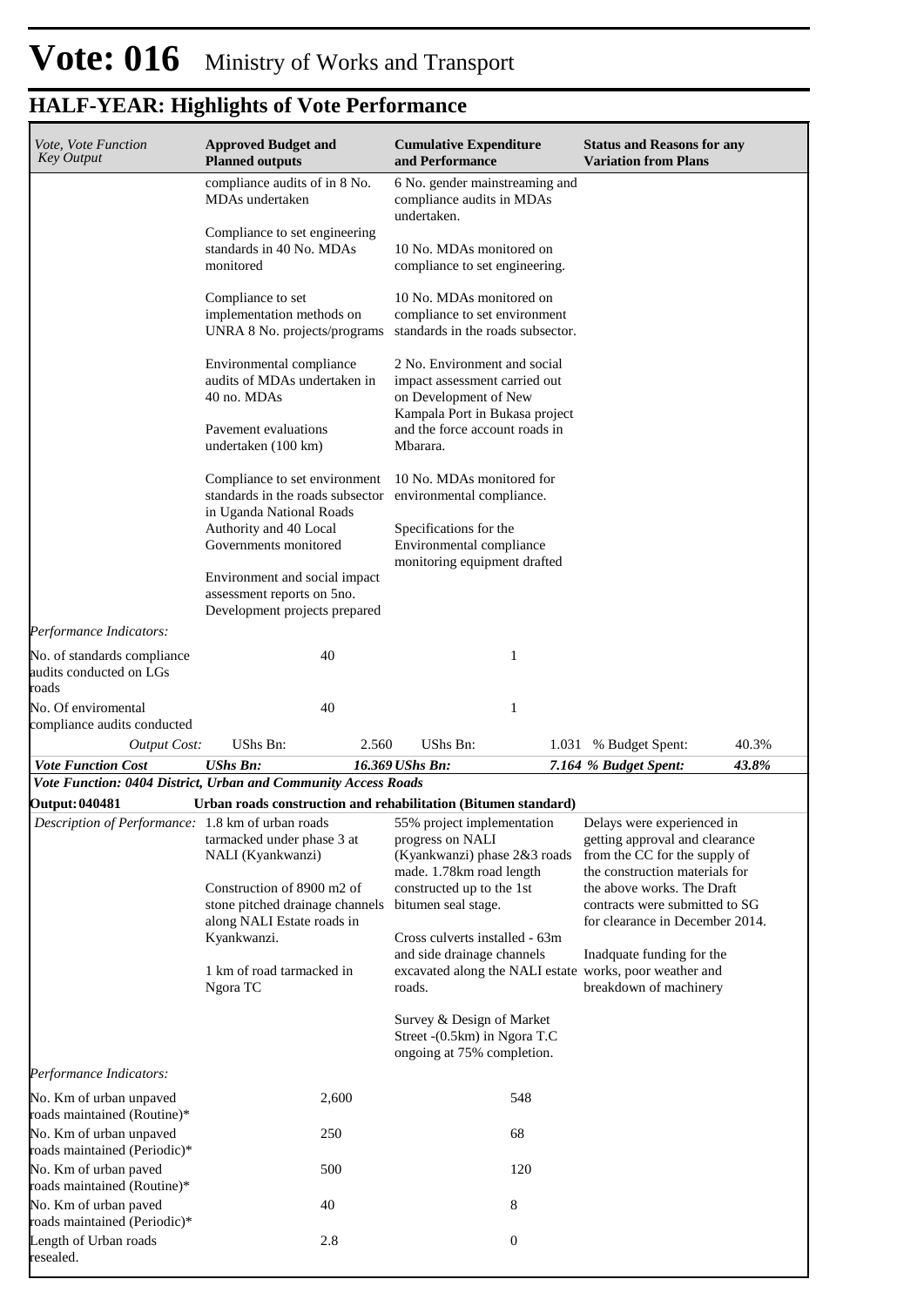# Vote: 016 Ministry of Works and Transport

## HALF-YEAR: Highlights of Vote Performance

| *Vote, Vote Function Key Output* | **Approved Budget and Planned outputs** | **Cumulative Expenditure and Performance** | **Status and Reasons for any Variation from Plans** |
|---|---|---|---|
| | compliance audits of in 8 No. MDAs undertaken<br><br>Compliance to set engineering standards in 40 No. MDAs monitored<br><br>Compliance to set implementation methods on UNRA 8 No. projects/programs<br><br>Environmental compliance audits of MDAs undertaken in 40 no. MDAs<br><br>Pavement evaluations undertaken (100 km)<br><br>Compliance to set environment standards in the roads subsector in Uganda National Roads Authority and 40 Local Governments monitored<br><br>Environment and social impact assessment reports on 5no. Development projects prepared | 6 No. gender mainstreaming and compliance audits in MDAs undertaken.<br><br>10 No. MDAs monitored on compliance to set engineering.<br><br>10 No. MDAs monitored on compliance to set environment standards in the roads subsector.<br><br>2 No. Environment and social impact assessment carried out on Development of New Kampala Port in Bukasa project and the force account roads in Mbarara.<br><br>10 No. MDAs monitored for environmental compliance.<br><br>Specifications for the Environmental compliance monitoring equipment drafted | |
| *Performance Indicators:* | | | |
| No. of standards compliance audits conducted on LGs roads | 40 | 1 | |
| No. Of enviromental compliance audits conducted | 40 | 1 | |
| *Output Cost:* | UShs Bn: 2.560 | UShs Bn: 1.031 | % Budget Spent: 40.3% |
| ***Vote Function Cost*** | ***UShs Bn: 16.369*** | ***UShs Bn: 7.164*** | ***% Budget Spent: 43.8%*** |
| ***Vote Function: 0404 District, Urban and Community Access Roads*** | | | |
| **Output: 040481** | **Urban roads construction and rehabilitation (Bitumen standard)** | | |
| *Description of Performance:* | 1.8 km of urban roads tarmacked under phase 3 at NALI (Kyankwanzi)<br><br>Construction of 8900 m2 of stone pitched drainage channels along NALI Estate roads in Kyankwanzi.<br><br>1 km of road tarmacked in Ngora TC | 55% project implementation progress on NALI (Kyankwanzi) phase 2&3 roads made. 1.78km road length constructed up to the 1st bitumen seal stage.<br><br>Cross culverts installed - 63m and side drainage channels excavated along the NALI estate roads.<br><br>Survey & Design of Market Street -(0.5km) in Ngora T.C ongoing at 75% completion. | Delays were experienced in getting approval and clearance from the CC for the supply of the construction materials for the above works. The Draft contracts were submitted to SG for clearance in December 2014.<br><br>Inadquate funding for the works, poor weather and breakdown of machinery |
| *Performance Indicators:* | | | |
| No. Km of urban unpaved roads maintained (Routine)* | 2,600 | 548 | |
| No. Km of urban unpaved roads maintained (Periodic)* | 250 | 68 | |
| No. Km of urban paved roads maintained (Routine)* | 500 | 120 | |
| No. Km of urban paved roads maintained (Periodic)* | 40 | 8 | |
| Length of Urban roads resealed. | 2.8 | 0 | |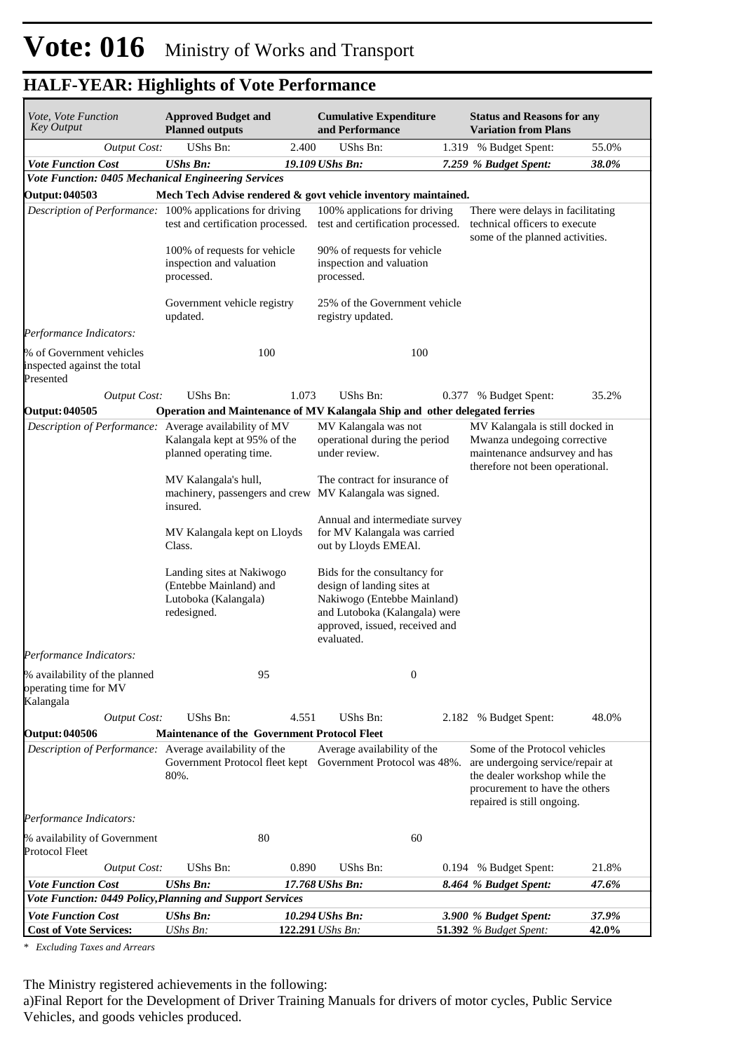# Vote: 016 Ministry of Works and Transport

## HALF-YEAR: Highlights of Vote Performance

| *Vote, Vote Function Key Output* | **Approved Budget and Planned outputs** | | **Cumulative Expenditure and Performance** | | **Status and Reasons for any Variation from Plans** | |
|---|---|---|---|---|---|---|
| *Output Cost:* | UShs Bn: | 2.400 | UShs Bn: | 1.319 | % Budget Spent: | 55.0% |
| ***Vote Function Cost*** | ***UShs Bn:*** | ***19.109*** | ***UShs Bn:*** | ***7.259*** | ***% Budget Spent:*** | ***38.0%*** |
| ***Vote Function: 0405 Mechanical Engineering Services*** | | | | | | |
| **Output: 040503** | **Mech Tech Advise rendered & govt vehicle inventory maintained.** | | | | | |
| *Description of Performance:* | 100% applications for driving test and certification processed.<br><br>100% of requests for vehicle inspection and valuation processed.<br><br>Government vehicle registry updated. | | 100% applications for driving test and certification processed.<br><br>90% of requests for vehicle inspection and valuation processed.<br><br>25% of the Government vehicle registry updated. | | There were delays in facilitating technical officers to execute some of the planned activities. | |
| *Performance Indicators:* | | | | | | |
| % of Government vehicles inspected against the total Presented | | 100 | | 100 | | |
| *Output Cost:* | UShs Bn: | 1.073 | UShs Bn: | 0.377 | % Budget Spent: | 35.2% |
| **Output: 040505** | **Operation and Maintenance of MV Kalangala Ship and other delegated ferries** | | | | | |
| *Description of Performance:* | Average availability of MV Kalangala kept at 95% of the planned operating time.<br><br>MV Kalangala's hull, machinery, passengers and crew insured.<br><br>MV Kalangala kept on Lloyds Class.<br><br>Landing sites at Nakiwogo (Entebbe Mainland) and Lutoboka (Kalangala) redesigned. | | MV Kalangala was not operational during the period under review.<br><br>The contract for insurance of MV Kalangala was signed.<br><br>Annual and intermediate survey for MV Kalangala was carried out by Lloyds EMEAl.<br><br>Bids for the consultancy for design of landing sites at Nakiwogo (Entebbe Mainland) and Lutoboka (Kalangala) were approved, issued, received and evaluated. | | MV Kalangala is still docked in Mwanza undegoing corrective maintenance andsurvey and has therefore not been operational. | |
| *Performance Indicators:* | | | | | | |
| % availability of the planned operating time for MV Kalangala | | 95 | | 0 | | |
| *Output Cost:* | UShs Bn: | 4.551 | UShs Bn: | 2.182 | % Budget Spent: | 48.0% |
| **Output: 040506** | **Maintenance of the Government Protocol Fleet** | | | | | |
| *Description of Performance:* | Average availability of the Government Protocol fleet kept 80%. | | Average availability of the Government Protocol was 48%. | | Some of the Protocol vehicles are undergoing service/repair at the dealer workshop while the procurement to have the others repaired is still ongoing. | |
| *Performance Indicators:* | | | | | | |
| % availability of Government Protocol Fleet | | 80 | | 60 | | |
| *Output Cost:* | UShs Bn: | 0.890 | UShs Bn: | 0.194 | % Budget Spent: | 21.8% |
| ***Vote Function Cost*** | ***UShs Bn:*** | ***17.768*** | ***UShs Bn:*** | ***8.464*** | ***% Budget Spent:*** | ***47.6%*** |
| ***Vote Function: 0449 Policy,Planning and Support Services*** | | | | | | |
| ***Vote Function Cost*** | ***UShs Bn:*** | ***10.294*** | ***UShs Bn:*** | ***3.900*** | ***% Budget Spent:*** | ***37.9%*** |
| **Cost of Vote Services:** | *UShs Bn:* | **122.291** | *UShs Bn:* | **51.392** | *% Budget Spent:* | **42.0%** |

*\* Excluding Taxes and Arrears*

The Ministry registered achievements in the following:
a)Final Report for the Development of Driver Training Manuals for drivers of motor cycles, Public Service Vehicles, and goods vehicles produced.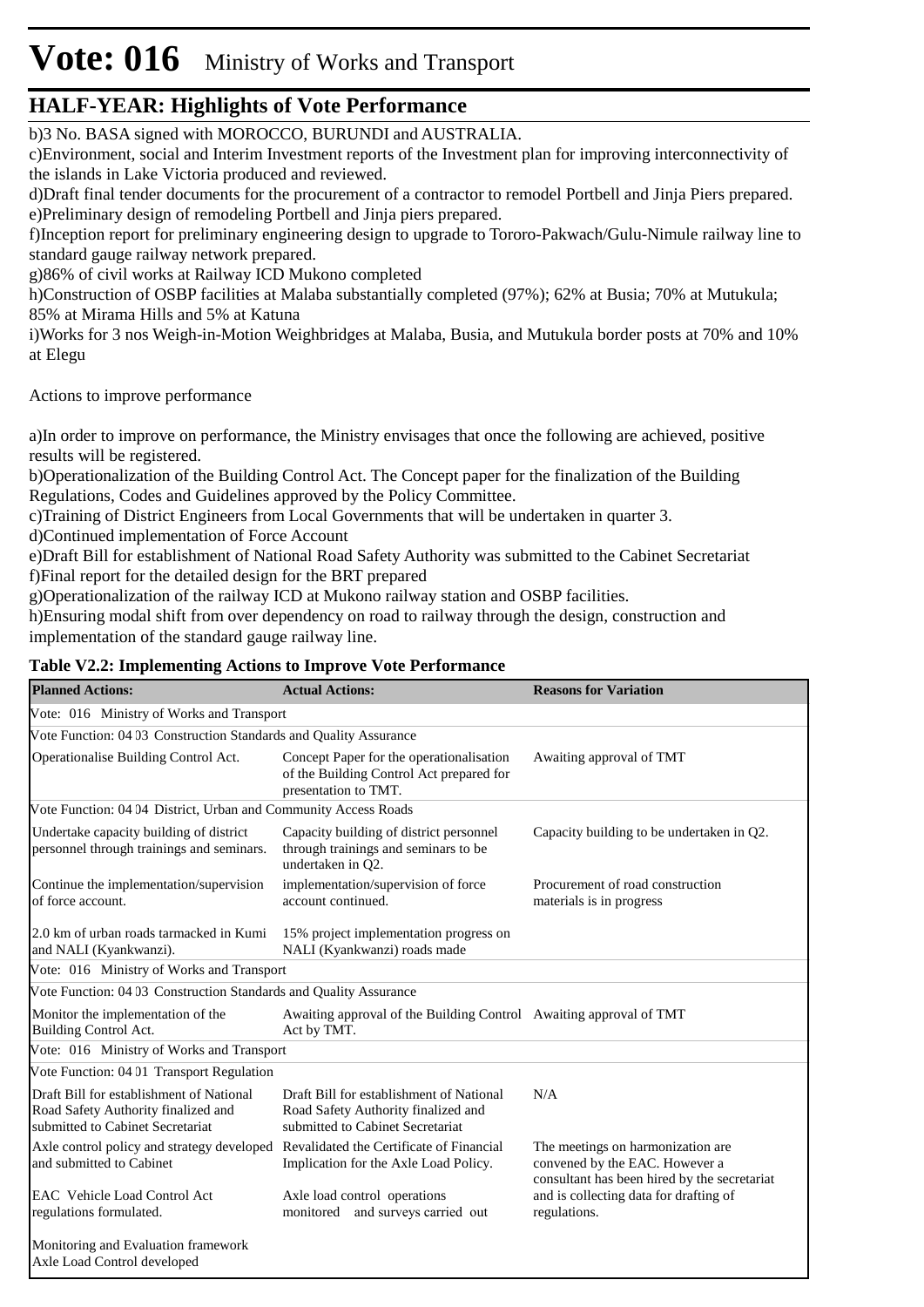b)3 No. BASA signed with MOROCCO, BURUNDI and AUSTRALIA.
c)Environment, social and Interim Investment reports of the Investment plan for improving interconnectivity of the islands in Lake Victoria produced and reviewed.
d)Draft final tender documents for the procurement of a contractor to remodel Portbell and Jinja Piers prepared.
e)Preliminary design of remodeling Portbell and Jinja piers prepared.
f)Inception report for preliminary engineering design to upgrade to Tororo-Pakwach/Gulu-Nimule railway line to standard gauge railway network prepared.
g)86% of civil works at Railway ICD Mukono completed
h)Construction of OSBP facilities at Malaba substantially completed (97%); 62% at Busia; 70% at Mutukula; 85% at Mirama Hills and 5% at Katuna
i)Works for 3 nos Weigh-in-Motion Weighbridges at Malaba, Busia, and Mutukula border posts at 70% and 10% at Elegu

Actions to improve performance

a)In order to improve on performance, the Ministry envisages that once the following are achieved, positive results will be registered.
b)Operationalization of the Building Control Act. The Concept paper for the finalization of the Building Regulations, Codes and Guidelines approved by the Policy Committee.
c)Training of District Engineers from Local Governments that will be undertaken in quarter 3.
d)Continued implementation of Force Account
e)Draft Bill for establishment of National Road Safety Authority was submitted to the Cabinet Secretariat
f)Final report for the detailed design for the BRT prepared
g)Operationalization of the railway ICD at Mukono railway station and OSBP facilities.
h)Ensuring modal shift from over dependency on road to railway through the design, construction and implementation of the standard gauge railway line.

**Table V2.2: Implementing Actions to Improve Vote Performance**

| Planned Actions: | Actual Actions: | Reasons for Variation |
|---|---|---|
| Vote: 016 Ministry of Works and Transport | | |
| Vote Function: 04 03 Construction Standards and Quality Assurance | | |
| Operationalise Building Control Act. | Concept Paper for the operationalisation of the Building Control Act prepared for presentation to TMT. | Awaiting approval of TMT |
| Vote Function: 04 04 District, Urban and Community Access Roads | | |
| Undertake capacity building of district personnel through trainings and seminars. | Capacity building of district personnel through trainings and seminars to be undertaken in Q2. | Capacity building to be undertaken in Q2. |
| Continue the implementation/supervision of force account.<br><br>2.0 km of urban roads tarmacked in Kumi and NALI (Kyankwanzi). | implementation/supervision of force account continued.<br><br>15% project implementation progress on NALI (Kyankwanzi) roads made | Procurement of road construction materials is in progress |
| Vote: 016 Ministry of Works and Transport | | |
| Vote Function: 04 03 Construction Standards and Quality Assurance | | |
| Monitor the implementation of the Building Control Act. | Awaiting approval of the Building Control Act by TMT. | Awaiting approval of TMT |
| Vote: 016 Ministry of Works and Transport | | |
| Vote Function: 04 01 Transport Regulation | | |
| Draft Bill for establishment of National Road Safety Authority finalized and submitted to Cabinet Secretariat | Draft Bill for establishment of National Road Safety Authority finalized and submitted to Cabinet Secretariat | N/A |
| Axle control policy and strategy developed and submitted to Cabinet<br><br>EAC Vehicle Load Control Act regulations formulated.<br><br>Monitoring and Evaluation framework Axle Load Control developed | Revalidated the Certificate of Financial Implication for the Axle Load Policy.<br><br>Axle load control operations monitored and surveys carried out | The meetings on harmonization are convened by the EAC. However a consultant has been hired by the secretariat and is collecting data for drafting of regulations. |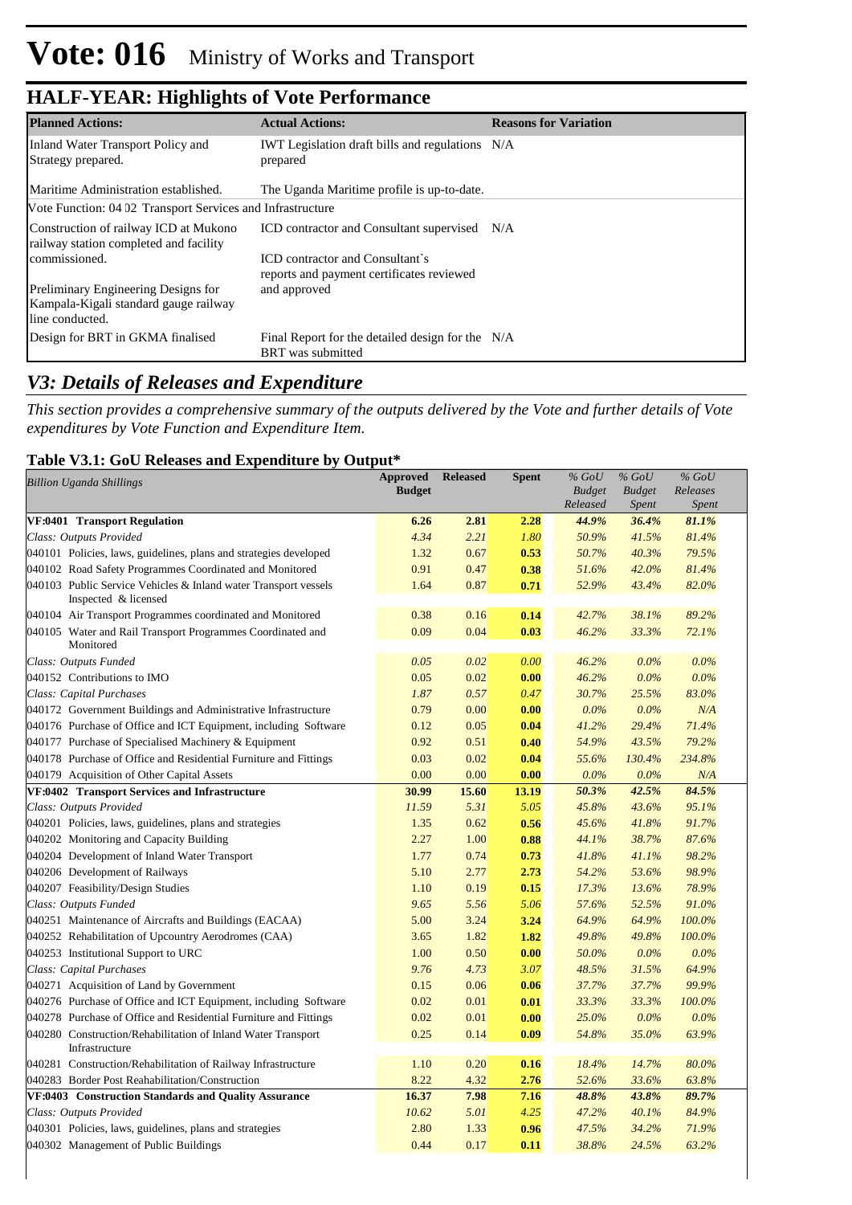# Vote: 016 Ministry of Works and Transport

## HALF-YEAR: Highlights of Vote Performance

| Planned Actions: | Actual Actions: | Reasons for Variation |
|---|---|---|
| Inland Water Transport Policy and Strategy prepared. | IWT Legislation draft bills and regulations prepared | N/A |
| Maritime Administration established. | The Uganda Maritime profile is up-to-date. | |
| Vote Function: 04 02 Transport Services and Infrastructure | | |
| Construction of railway ICD at Mukono railway station completed and facility commissioned.<br><br>Preliminary Engineering Designs for Kampala-Kigali standard gauge railway line conducted. | ICD contractor and Consultant supervised<br><br>ICD contractor and Consultant`s reports and payment certificates reviewed and approved | N/A |
| Design for BRT in GKMA finalised | Final Report for the detailed design for the BRT was submitted | N/A |

## *V3: Details of Releases and Expenditure*

*This section provides a comprehensive summary of the outputs delivered by the Vote and further details of Vote expenditures by Vote Function and Expenditure Item.*

### Table V3.1: GoU Releases and Expenditure by Output*

| *Billion Uganda Shillings* | Approved Budget | Released | Spent | *% GoU Budget Released* | *% GoU Budget Spent* | *% GoU Releases Spent* |
|---|---|---|---|---|---|---|
| **VF:0401 Transport Regulation** | **6.26** | **2.81** | **2.28** | ***44.9%*** | ***36.4%*** | ***81.1%*** |
| *Class: Outputs Provided* | *4.34* | *2.21* | *1.80* | *50.9%* | *41.5%* | *81.4%* |
| 040101 Policies, laws, guidelines, plans and strategies developed | 1.32 | 0.67 | **0.53** | *50.7%* | *40.3%* | *79.5%* |
| 040102 Road Safety Programmes Coordinated and Monitored | 0.91 | 0.47 | **0.38** | *51.6%* | *42.0%* | *81.4%* |
| 040103 Public Service Vehicles & Inland water Transport vessels Inspected & licensed | 1.64 | 0.87 | **0.71** | *52.9%* | *43.4%* | *82.0%* |
| 040104 Air Transport Programmes coordinated and Monitored | 0.38 | 0.16 | **0.14** | *42.7%* | *38.1%* | *89.2%* |
| 040105 Water and Rail Transport Programmes Coordinated and Monitored | 0.09 | 0.04 | **0.03** | *46.2%* | *33.3%* | *72.1%* |
| *Class: Outputs Funded* | *0.05* | *0.02* | *0.00* | *46.2%* | *0.0%* | *0.0%* |
| 040152 Contributions to IMO | 0.05 | 0.02 | **0.00** | *46.2%* | *0.0%* | *0.0%* |
| *Class: Capital Purchases* | *1.87* | *0.57* | *0.47* | *30.7%* | *25.5%* | *83.0%* |
| 040172 Government Buildings and Administrative Infrastructure | 0.79 | 0.00 | **0.00** | *0.0%* | *0.0%* | *N/A* |
| 040176 Purchase of Office and ICT Equipment, including Software | 0.12 | 0.05 | **0.04** | *41.2%* | *29.4%* | *71.4%* |
| 040177 Purchase of Specialised Machinery & Equipment | 0.92 | 0.51 | **0.40** | *54.9%* | *43.5%* | *79.2%* |
| 040178 Purchase of Office and Residential Furniture and Fittings | 0.03 | 0.02 | **0.04** | *55.6%* | *130.4%* | *234.8%* |
| 040179 Acquisition of Other Capital Assets | 0.00 | 0.00 | **0.00** | *0.0%* | *0.0%* | *N/A* |
| **VF:0402 Transport Services and Infrastructure** | **30.99** | **15.60** | **13.19** | ***50.3%*** | ***42.5%*** | ***84.5%*** |
| *Class: Outputs Provided* | *11.59* | *5.31* | *5.05* | *45.8%* | *43.6%* | *95.1%* |
| 040201 Policies, laws, guidelines, plans and strategies | 1.35 | 0.62 | **0.56** | *45.6%* | *41.8%* | *91.7%* |
| 040202 Monitoring and Capacity Building | 2.27 | 1.00 | **0.88** | *44.1%* | *38.7%* | *87.6%* |
| 040204 Development of Inland Water Transport | 1.77 | 0.74 | **0.73** | *41.8%* | *41.1%* | *98.2%* |
| 040206 Development of Railways | 5.10 | 2.77 | **2.73** | *54.2%* | *53.6%* | *98.9%* |
| 040207 Feasibility/Design Studies | 1.10 | 0.19 | **0.15** | *17.3%* | *13.6%* | *78.9%* |
| *Class: Outputs Funded* | *9.65* | *5.56* | *5.06* | *57.6%* | *52.5%* | *91.0%* |
| 040251 Maintenance of Aircrafts and Buildings (EACAA) | 5.00 | 3.24 | **3.24** | *64.9%* | *64.9%* | *100.0%* |
| 040252 Rehabilitation of Upcountry Aerodromes (CAA) | 3.65 | 1.82 | **1.82** | *49.8%* | *49.8%* | *100.0%* |
| 040253 Institutional Support to URC | 1.00 | 0.50 | **0.00** | *50.0%* | *0.0%* | *0.0%* |
| *Class: Capital Purchases* | *9.76* | *4.73* | *3.07* | *48.5%* | *31.5%* | *64.9%* |
| 040271 Acquisition of Land by Government | 0.15 | 0.06 | **0.06** | *37.7%* | *37.7%* | *99.9%* |
| 040276 Purchase of Office and ICT Equipment, including Software | 0.02 | 0.01 | **0.01** | *33.3%* | *33.3%* | *100.0%* |
| 040278 Purchase of Office and Residential Furniture and Fittings | 0.02 | 0.01 | **0.00** | *25.0%* | *0.0%* | *0.0%* |
| 040280 Construction/Rehabilitation of Inland Water Transport Infrastructure | 0.25 | 0.14 | **0.09** | *54.8%* | *35.0%* | *63.9%* |
| 040281 Construction/Rehabilitation of Railway Infrastructure | 1.10 | 0.20 | **0.16** | *18.4%* | *14.7%* | *80.0%* |
| 040283 Border Post Reahabilitation/Construction | 8.22 | 4.32 | **2.76** | *52.6%* | *33.6%* | *63.8%* |
| **VF:0403 Construction Standards and Quality Assurance** | **16.37** | **7.98** | **7.16** | ***48.8%*** | ***43.8%*** | ***89.7%*** |
| *Class: Outputs Provided* | *10.62* | *5.01* | *4.25* | *47.2%* | *40.1%* | *84.9%* |
| 040301 Policies, laws, guidelines, plans and strategies | 2.80 | 1.33 | **0.96** | *47.5%* | *34.2%* | *71.9%* |
| 040302 Management of Public Buildings | 0.44 | 0.17 | **0.11** | *38.8%* | *24.5%* | *63.2%* |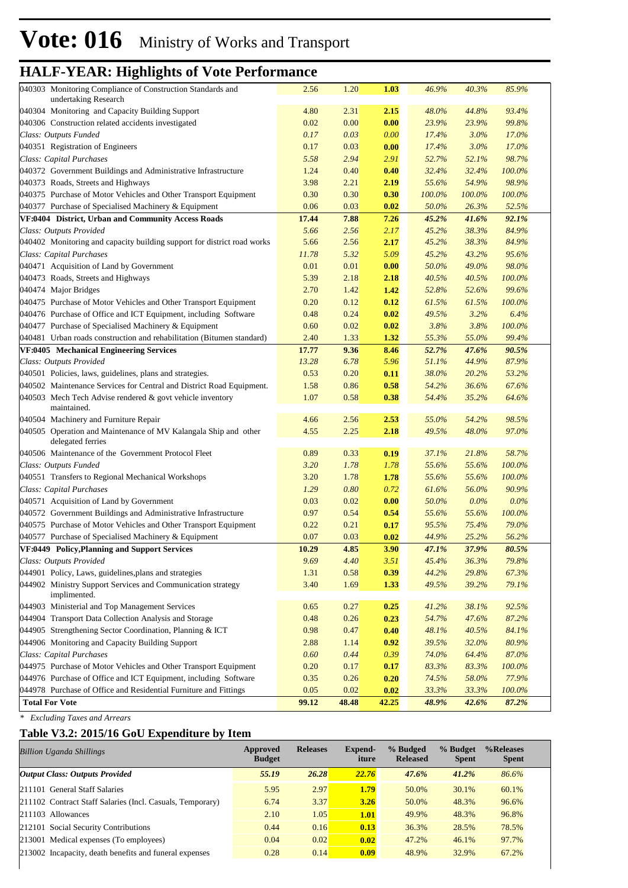# Vote: 016 Ministry of Works and Transport

## HALF-YEAR: Highlights of Vote Performance

| | | | | | | |
|---|---|---|---|---|---|---|
| 040303 Monitoring Compliance of Construction Standards and undertaking Research | 2.56 | 1.20 | **1.03** | *46.9%* | *40.3%* | *85.9%* |
| 040304 Monitoring and Capacity Building Support | 4.80 | 2.31 | **2.15** | *48.0%* | *44.8%* | *93.4%* |
| 040306 Construction related accidents investigated | 0.02 | 0.00 | **0.00** | *23.9%* | *23.9%* | *99.8%* |
| *Class: Outputs Funded* | *0.17* | *0.03* | *0.00* | *17.4%* | *3.0%* | *17.0%* |
| 040351 Registration of Engineers | 0.17 | 0.03 | **0.00** | *17.4%* | *3.0%* | *17.0%* |
| *Class: Capital Purchases* | *5.58* | *2.94* | *2.91* | *52.7%* | *52.1%* | *98.7%* |
| 040372 Government Buildings and Administrative Infrastructure | 1.24 | 0.40 | **0.40** | *32.4%* | *32.4%* | *100.0%* |
| 040373 Roads, Streets and Highways | 3.98 | 2.21 | **2.19** | *55.6%* | *54.9%* | *98.9%* |
| 040375 Purchase of Motor Vehicles and Other Transport Equipment | 0.30 | 0.30 | **0.30** | *100.0%* | *100.0%* | *100.0%* |
| 040377 Purchase of Specialised Machinery & Equipment | 0.06 | 0.03 | **0.02** | *50.0%* | *26.3%* | *52.5%* |
| **VF:0404 District, Urban and Community Access Roads** | **17.44** | **7.88** | **7.26** | ***45.2%*** | ***41.6%*** | ***92.1%*** |
| *Class: Outputs Provided* | *5.66* | *2.56* | *2.17* | *45.2%* | *38.3%* | *84.9%* |
| 040402 Monitoring and capacity building support for district road works | 5.66 | 2.56 | **2.17** | *45.2%* | *38.3%* | *84.9%* |
| *Class: Capital Purchases* | *11.78* | *5.32* | *5.09* | *45.2%* | *43.2%* | *95.6%* |
| 040471 Acquisition of Land by Government | 0.01 | 0.01 | **0.00** | *50.0%* | *49.0%* | *98.0%* |
| 040473 Roads, Streets and Highways | 5.39 | 2.18 | **2.18** | *40.5%* | *40.5%* | *100.0%* |
| 040474 Major Bridges | 2.70 | 1.42 | **1.42** | *52.8%* | *52.6%* | *99.6%* |
| 040475 Purchase of Motor Vehicles and Other Transport Equipment | 0.20 | 0.12 | **0.12** | *61.5%* | *61.5%* | *100.0%* |
| 040476 Purchase of Office and ICT Equipment, including Software | 0.48 | 0.24 | **0.02** | *49.5%* | *3.2%* | *6.4%* |
| 040477 Purchase of Specialised Machinery & Equipment | 0.60 | 0.02 | **0.02** | *3.8%* | *3.8%* | *100.0%* |
| 040481 Urban roads construction and rehabilitation (Bitumen standard) | 2.40 | 1.33 | **1.32** | *55.3%* | *55.0%* | *99.4%* |
| **VF:0405 Mechanical Engineering Services** | **17.77** | **9.36** | **8.46** | ***52.7%*** | ***47.6%*** | ***90.5%*** |
| *Class: Outputs Provided* | *13.28* | *6.78* | *5.96* | *51.1%* | *44.9%* | *87.9%* |
| 040501 Policies, laws, guidelines, plans and strategies. | 0.53 | 0.20 | **0.11** | *38.0%* | *20.2%* | *53.2%* |
| 040502 Maintenance Services for Central and District Road Equipment. | 1.58 | 0.86 | **0.58** | *54.2%* | *36.6%* | *67.6%* |
| 040503 Mech Tech Advise rendered & govt vehicle inventory maintained. | 1.07 | 0.58 | **0.38** | *54.4%* | *35.2%* | *64.6%* |
| 040504 Machinery and Furniture Repair | 4.66 | 2.56 | **2.53** | *55.0%* | *54.2%* | *98.5%* |
| 040505 Operation and Maintenance of MV Kalangala Ship and other delegated ferries | 4.55 | 2.25 | **2.18** | *49.5%* | *48.0%* | *97.0%* |
| 040506 Maintenance of the Government Protocol Fleet | 0.89 | 0.33 | **0.19** | *37.1%* | *21.8%* | *58.7%* |
| *Class: Outputs Funded* | *3.20* | *1.78* | *1.78* | *55.6%* | *55.6%* | *100.0%* |
| 040551 Transfers to Regional Mechanical Workshops | 3.20 | 1.78 | **1.78** | *55.6%* | *55.6%* | *100.0%* |
| *Class: Capital Purchases* | *1.29* | *0.80* | *0.72* | *61.6%* | *56.0%* | *90.9%* |
| 040571 Acquisition of Land by Government | 0.03 | 0.02 | **0.00** | *50.0%* | *0.0%* | *0.0%* |
| 040572 Government Buildings and Administrative Infrastructure | 0.97 | 0.54 | **0.54** | *55.6%* | *55.6%* | *100.0%* |
| 040575 Purchase of Motor Vehicles and Other Transport Equipment | 0.22 | 0.21 | **0.17** | *95.5%* | *75.4%* | *79.0%* |
| 040577 Purchase of Specialised Machinery & Equipment | 0.07 | 0.03 | **0.02** | *44.9%* | *25.2%* | *56.2%* |
| **VF:0449 Policy,Planning and Support Services** | **10.29** | **4.85** | **3.90** | ***47.1%*** | ***37.9%*** | ***80.5%*** |
| *Class: Outputs Provided* | *9.69* | *4.40* | *3.51* | *45.4%* | *36.3%* | *79.8%* |
| 044901 Policy, Laws, guidelines,plans and strategies | 1.31 | 0.58 | **0.39** | *44.2%* | *29.8%* | *67.3%* |
| 044902 Ministry Support Services and Communication strategy implimented. | 3.40 | 1.69 | **1.33** | *49.5%* | *39.2%* | *79.1%* |
| 044903 Ministerial and Top Management Services | 0.65 | 0.27 | **0.25** | *41.2%* | *38.1%* | *92.5%* |
| 044904 Transport Data Collection Analysis and Storage | 0.48 | 0.26 | **0.23** | *54.7%* | *47.6%* | *87.2%* |
| 044905 Strengthening Sector Coordination, Planning & ICT | 0.98 | 0.47 | **0.40** | *48.1%* | *40.5%* | *84.1%* |
| 044906 Monitoring and Capacity Building Support | 2.88 | 1.14 | **0.92** | *39.5%* | *32.0%* | *80.9%* |
| *Class: Capital Purchases* | *0.60* | *0.44* | *0.39* | *74.0%* | *64.4%* | *87.0%* |
| 044975 Purchase of Motor Vehicles and Other Transport Equipment | 0.20 | 0.17 | **0.17** | *83.3%* | *83.3%* | *100.0%* |
| 044976 Purchase of Office and ICT Equipment, including Software | 0.35 | 0.26 | **0.20** | *74.5%* | *58.0%* | *77.9%* |
| 044978 Purchase of Office and Residential Furniture and Fittings | 0.05 | 0.02 | **0.02** | *33.3%* | *33.3%* | *100.0%* |
| **Total For Vote** | **99.12** | **48.48** | **42.25** | ***48.9%*** | ***42.6%*** | ***87.2%*** |

*\* Excluding Taxes and Arrears*

### Table V3.2: 2015/16 GoU Expenditure by Item

| *Billion Uganda Shillings* | Approved Budget | Releases | Expend-iture | % Budged Released | % Budget Spent | %Releases Spent |
|---|---|---|---|---|---|---|
| ***Output Class: Outputs Provided*** | ***55.19*** | ***26.28*** | ***22.76*** | ***47.6%*** | ***41.2%*** | ***86.6%*** |
| 211101 General Staff Salaries | 5.95 | 2.97 | **1.79** | 50.0% | 30.1% | 60.1% |
| 211102 Contract Staff Salaries (Incl. Casuals, Temporary) | 6.74 | 3.37 | **3.26** | 50.0% | 48.3% | 96.6% |
| 211103 Allowances | 2.10 | 1.05 | **1.01** | 49.9% | 48.3% | 96.8% |
| 212101 Social Security Contributions | 0.44 | 0.16 | **0.13** | 36.3% | 28.5% | 78.5% |
| 213001 Medical expenses (To employees) | 0.04 | 0.02 | **0.02** | 47.2% | 46.1% | 97.7% |
| 213002 Incapacity, death benefits and funeral expenses | 0.28 | 0.14 | **0.09** | 48.9% | 32.9% | 67.2% |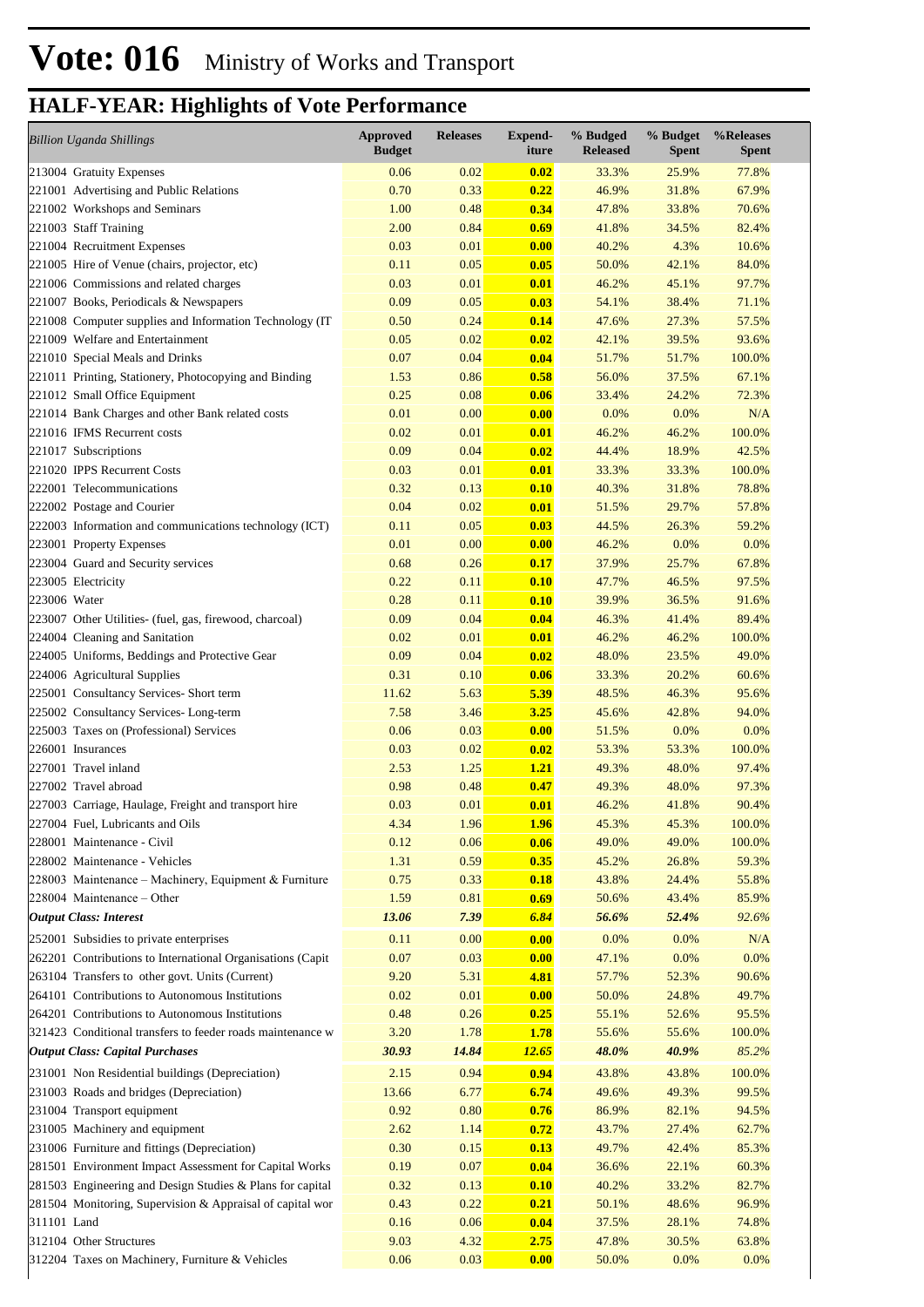# Vote: 016 Ministry of Works and Transport

## HALF-YEAR: Highlights of Vote Performance

| *Billion Uganda Shillings* | Approved Budget | Releases | Expend-iture | % Budged Released | % Budget Spent | %Releases Spent |
|---|---|---|---|---|---|---|
| 213004 Gratuity Expenses | 0.06 | 0.02 | **0.02** | 33.3% | 25.9% | 77.8% |
| 221001 Advertising and Public Relations | 0.70 | 0.33 | **0.22** | 46.9% | 31.8% | 67.9% |
| 221002 Workshops and Seminars | 1.00 | 0.48 | **0.34** | 47.8% | 33.8% | 70.6% |
| 221003 Staff Training | 2.00 | 0.84 | **0.69** | 41.8% | 34.5% | 82.4% |
| 221004 Recruitment Expenses | 0.03 | 0.01 | **0.00** | 40.2% | 4.3% | 10.6% |
| 221005 Hire of Venue (chairs, projector, etc) | 0.11 | 0.05 | **0.05** | 50.0% | 42.1% | 84.0% |
| 221006 Commissions and related charges | 0.03 | 0.01 | **0.01** | 46.2% | 45.1% | 97.7% |
| 221007 Books, Periodicals & Newspapers | 0.09 | 0.05 | **0.03** | 54.1% | 38.4% | 71.1% |
| 221008 Computer supplies and Information Technology (IT | 0.50 | 0.24 | **0.14** | 47.6% | 27.3% | 57.5% |
| 221009 Welfare and Entertainment | 0.05 | 0.02 | **0.02** | 42.1% | 39.5% | 93.6% |
| 221010 Special Meals and Drinks | 0.07 | 0.04 | **0.04** | 51.7% | 51.7% | 100.0% |
| 221011 Printing, Stationery, Photocopying and Binding | 1.53 | 0.86 | **0.58** | 56.0% | 37.5% | 67.1% |
| 221012 Small Office Equipment | 0.25 | 0.08 | **0.06** | 33.4% | 24.2% | 72.3% |
| 221014 Bank Charges and other Bank related costs | 0.01 | 0.00 | **0.00** | 0.0% | 0.0% | N/A |
| 221016 IFMS Recurrent costs | 0.02 | 0.01 | **0.01** | 46.2% | 46.2% | 100.0% |
| 221017 Subscriptions | 0.09 | 0.04 | **0.02** | 44.4% | 18.9% | 42.5% |
| 221020 IPPS Recurrent Costs | 0.03 | 0.01 | **0.01** | 33.3% | 33.3% | 100.0% |
| 222001 Telecommunications | 0.32 | 0.13 | **0.10** | 40.3% | 31.8% | 78.8% |
| 222002 Postage and Courier | 0.04 | 0.02 | **0.01** | 51.5% | 29.7% | 57.8% |
| 222003 Information and communications technology (ICT) | 0.11 | 0.05 | **0.03** | 44.5% | 26.3% | 59.2% |
| 223001 Property Expenses | 0.01 | 0.00 | **0.00** | 46.2% | 0.0% | 0.0% |
| 223004 Guard and Security services | 0.68 | 0.26 | **0.17** | 37.9% | 25.7% | 67.8% |
| 223005 Electricity | 0.22 | 0.11 | **0.10** | 47.7% | 46.5% | 97.5% |
| 223006 Water | 0.28 | 0.11 | **0.10** | 39.9% | 36.5% | 91.6% |
| 223007 Other Utilities- (fuel, gas, firewood, charcoal) | 0.09 | 0.04 | **0.04** | 46.3% | 41.4% | 89.4% |
| 224004 Cleaning and Sanitation | 0.02 | 0.01 | **0.01** | 46.2% | 46.2% | 100.0% |
| 224005 Uniforms, Beddings and Protective Gear | 0.09 | 0.04 | **0.02** | 48.0% | 23.5% | 49.0% |
| 224006 Agricultural Supplies | 0.31 | 0.10 | **0.06** | 33.3% | 20.2% | 60.6% |
| 225001 Consultancy Services- Short term | 11.62 | 5.63 | **5.39** | 48.5% | 46.3% | 95.6% |
| 225002 Consultancy Services- Long-term | 7.58 | 3.46 | **3.25** | 45.6% | 42.8% | 94.0% |
| 225003 Taxes on (Professional) Services | 0.06 | 0.03 | **0.00** | 51.5% | 0.0% | 0.0% |
| 226001 Insurances | 0.03 | 0.02 | **0.02** | 53.3% | 53.3% | 100.0% |
| 227001 Travel inland | 2.53 | 1.25 | **1.21** | 49.3% | 48.0% | 97.4% |
| 227002 Travel abroad | 0.98 | 0.48 | **0.47** | 49.3% | 48.0% | 97.3% |
| 227003 Carriage, Haulage, Freight and transport hire | 0.03 | 0.01 | **0.01** | 46.2% | 41.8% | 90.4% |
| 227004 Fuel, Lubricants and Oils | 4.34 | 1.96 | **1.96** | 45.3% | 45.3% | 100.0% |
| 228001 Maintenance - Civil | 0.12 | 0.06 | **0.06** | 49.0% | 49.0% | 100.0% |
| 228002 Maintenance - Vehicles | 1.31 | 0.59 | **0.35** | 45.2% | 26.8% | 59.3% |
| 228003 Maintenance – Machinery, Equipment & Furniture | 0.75 | 0.33 | **0.18** | 43.8% | 24.4% | 55.8% |
| 228004 Maintenance – Other | 1.59 | 0.81 | **0.69** | 50.6% | 43.4% | 85.9% |
| ***Output Class: Interest*** | ***13.06*** | ***7.39*** | ***6.84*** | ***56.6%*** | ***52.4%*** | *92.6%* |
| 252001 Subsidies to private enterprises | 0.11 | 0.00 | **0.00** | 0.0% | 0.0% | N/A |
| 262201 Contributions to International Organisations (Capit | 0.07 | 0.03 | **0.00** | 47.1% | 0.0% | 0.0% |
| 263104 Transfers to other govt. Units (Current) | 9.20 | 5.31 | **4.81** | 57.7% | 52.3% | 90.6% |
| 264101 Contributions to Autonomous Institutions | 0.02 | 0.01 | **0.00** | 50.0% | 24.8% | 49.7% |
| 264201 Contributions to Autonomous Institutions | 0.48 | 0.26 | **0.25** | 55.1% | 52.6% | 95.5% |
| 321423 Conditional transfers to feeder roads maintenance w | 3.20 | 1.78 | **1.78** | 55.6% | 55.6% | 100.0% |
| ***Output Class: Capital Purchases*** | ***30.93*** | ***14.84*** | ***12.65*** | ***48.0%*** | ***40.9%*** | *85.2%* |
| 231001 Non Residential buildings (Depreciation) | 2.15 | 0.94 | **0.94** | 43.8% | 43.8% | 100.0% |
| 231003 Roads and bridges (Depreciation) | 13.66 | 6.77 | **6.74** | 49.6% | 49.3% | 99.5% |
| 231004 Transport equipment | 0.92 | 0.80 | **0.76** | 86.9% | 82.1% | 94.5% |
| 231005 Machinery and equipment | 2.62 | 1.14 | **0.72** | 43.7% | 27.4% | 62.7% |
| 231006 Furniture and fittings (Depreciation) | 0.30 | 0.15 | **0.13** | 49.7% | 42.4% | 85.3% |
| 281501 Environment Impact Assessment for Capital Works | 0.19 | 0.07 | **0.04** | 36.6% | 22.1% | 60.3% |
| 281503 Engineering and Design Studies & Plans for capital | 0.32 | 0.13 | **0.10** | 40.2% | 33.2% | 82.7% |
| 281504 Monitoring, Supervision & Appraisal of capital wor | 0.43 | 0.22 | **0.21** | 50.1% | 48.6% | 96.9% |
| 311101 Land | 0.16 | 0.06 | **0.04** | 37.5% | 28.1% | 74.8% |
| 312104 Other Structures | 9.03 | 4.32 | **2.75** | 47.8% | 30.5% | 63.8% |
| 312204 Taxes on Machinery, Furniture & Vehicles | 0.06 | 0.03 | **0.00** | 50.0% | 0.0% | 0.0% |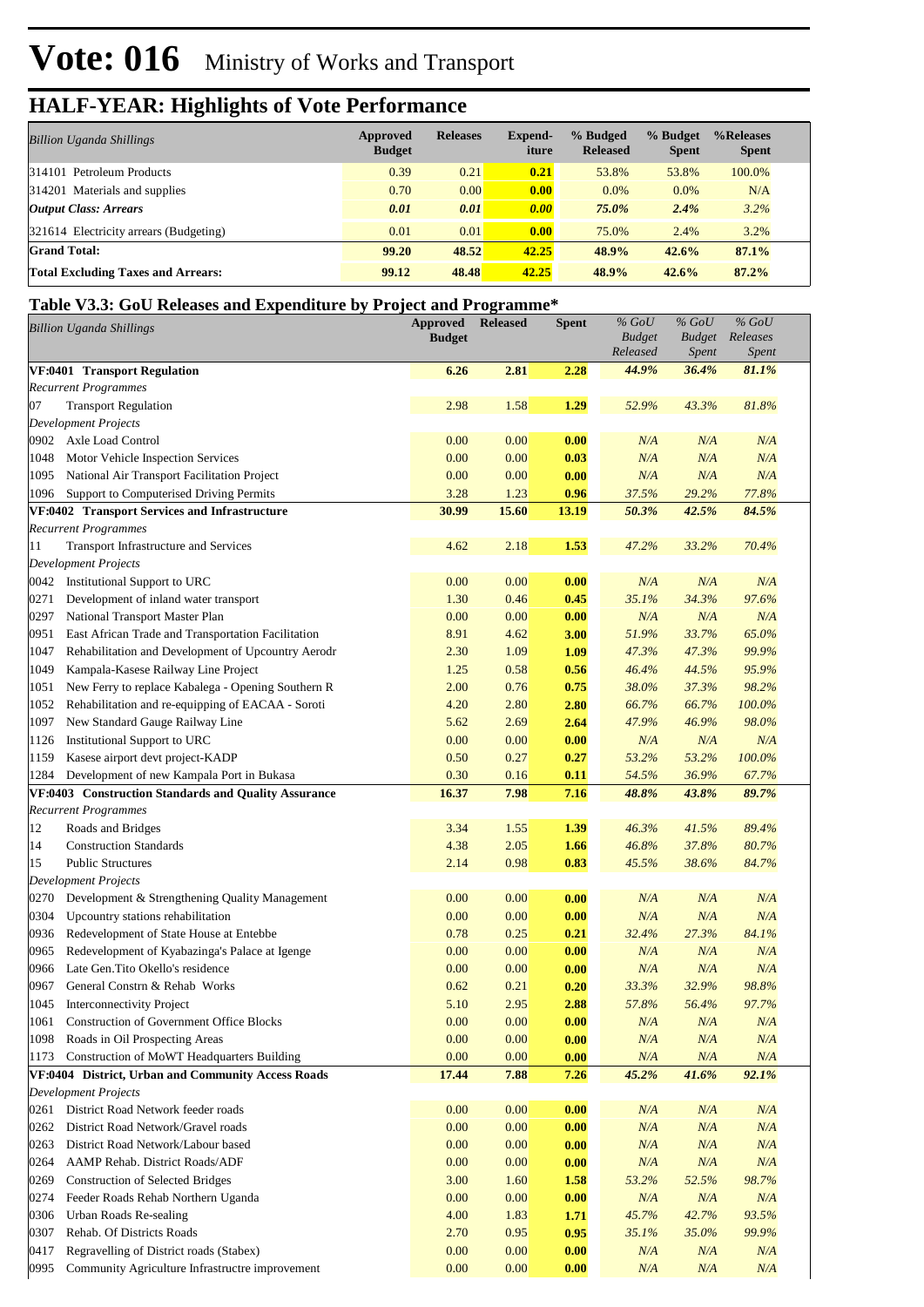# Vote: 016 Ministry of Works and Transport

## HALF-YEAR: Highlights of Vote Performance

| *Billion Uganda Shillings* | Approved Budget | Releases | Expend-iture | % Budgeted Released | % Budget Spent | %Releases Spent |
|---|---|---|---|---|---|---|
| 314101 Petroleum Products | 0.39 | 0.21 | 0.21 | 53.8% | 53.8% | 100.0% |
| 314201 Materials and supplies | 0.70 | 0.00 | 0.00 | 0.0% | 0.0% | N/A |
| ***Output Class: Arrears*** | ***0.01*** | ***0.01*** | ***0.00*** | ***75.0%*** | ***2.4%*** | ***3.2%*** |
| 321614 Electricity arrears (Budgeting) | 0.01 | 0.01 | 0.00 | 75.0% | 2.4% | 3.2% |
| **Grand Total:** | **99.20** | **48.52** | **42.25** | **48.9%** | **42.6%** | **87.1%** |
| **Total Excluding Taxes and Arrears:** | **99.12** | **48.48** | **42.25** | **48.9%** | **42.6%** | **87.2%** |

### Table V3.3: GoU Releases and Expenditure by Project and Programme*

| *Billion Uganda Shillings* | Approved Budget | Released | Spent | *% GoU Budget Released* | *% GoU Budget Spent* | *% GoU Releases Spent* |
|---|---|---|---|---|---|---|
| **VF:0401 Transport Regulation** | **6.26** | **2.81** | **2.28** | ***44.9%*** | ***36.4%*** | ***81.1%*** |
| *Recurrent Programmes* | | | | | | |
| 07 Transport Regulation | 2.98 | 1.58 | 1.29 | *52.9%* | *43.3%* | *81.8%* |
| *Development Projects* | | | | | | |
| 0902 Axle Load Control | 0.00 | 0.00 | 0.00 | *N/A* | *N/A* | *N/A* |
| 1048 Motor Vehicle Inspection Services | 0.00 | 0.00 | 0.03 | *N/A* | *N/A* | *N/A* |
| 1095 National Air Transport Facilitation Project | 0.00 | 0.00 | 0.00 | *N/A* | *N/A* | *N/A* |
| 1096 Support to Computerised Driving Permits | 3.28 | 1.23 | 0.96 | *37.5%* | *29.2%* | *77.8%* |
| **VF:0402 Transport Services and Infrastructure** | **30.99** | **15.60** | **13.19** | ***50.3%*** | ***42.5%*** | ***84.5%*** |
| *Recurrent Programmes* | | | | | | |
| 11 Transport Infrastructure and Services | 4.62 | 2.18 | 1.53 | *47.2%* | *33.2%* | *70.4%* |
| *Development Projects* | | | | | | |
| 0042 Institutional Support to URC | 0.00 | 0.00 | 0.00 | *N/A* | *N/A* | *N/A* |
| 0271 Development of inland water transport | 1.30 | 0.46 | 0.45 | *35.1%* | *34.3%* | *97.6%* |
| 0297 National Transport Master Plan | 0.00 | 0.00 | 0.00 | *N/A* | *N/A* | *N/A* |
| 0951 East African Trade and Transportation Facilitation | 8.91 | 4.62 | 3.00 | *51.9%* | *33.7%* | *65.0%* |
| 1047 Rehabilitation and Development of Upcountry Aerodr | 2.30 | 1.09 | 1.09 | *47.3%* | *47.3%* | *99.9%* |
| 1049 Kampala-Kasese Railway Line Project | 1.25 | 0.58 | 0.56 | *46.4%* | *44.5%* | *95.9%* |
| 1051 New Ferry to replace Kabalega - Opening Southern R | 2.00 | 0.76 | 0.75 | *38.0%* | *37.3%* | *98.2%* |
| 1052 Rehabilitation and re-equipping of EACAA - Soroti | 4.20 | 2.80 | 2.80 | *66.7%* | *66.7%* | *100.0%* |
| 1097 New Standard Gauge Railway Line | 5.62 | 2.69 | 2.64 | *47.9%* | *46.9%* | *98.0%* |
| 1126 Institutional Support to URC | 0.00 | 0.00 | 0.00 | *N/A* | *N/A* | *N/A* |
| 1159 Kasese airport devt project-KADP | 0.50 | 0.27 | 0.27 | *53.2%* | *53.2%* | *100.0%* |
| 1284 Development of new Kampala Port in Bukasa | 0.30 | 0.16 | 0.11 | *54.5%* | *36.9%* | *67.7%* |
| **VF:0403 Construction Standards and Quality Assurance** | **16.37** | **7.98** | **7.16** | ***48.8%*** | ***43.8%*** | ***89.7%*** |
| *Recurrent Programmes* | | | | | | |
| 12 Roads and Bridges | 3.34 | 1.55 | 1.39 | *46.3%* | *41.5%* | *89.4%* |
| 14 Construction Standards | 4.38 | 2.05 | 1.66 | *46.8%* | *37.8%* | *80.7%* |
| 15 Public Structures | 2.14 | 0.98 | 0.83 | *45.5%* | *38.6%* | *84.7%* |
| *Development Projects* | | | | | | |
| 0270 Development & Strengthening Quality Management | 0.00 | 0.00 | 0.00 | *N/A* | *N/A* | *N/A* |
| 0304 Upcountry stations rehabilitation | 0.00 | 0.00 | 0.00 | *N/A* | *N/A* | *N/A* |
| 0936 Redevelopment of State House at Entebbe | 0.78 | 0.25 | 0.21 | *32.4%* | *27.3%* | *84.1%* |
| 0965 Redevelopment of Kyabazinga's Palace at Igenge | 0.00 | 0.00 | 0.00 | *N/A* | *N/A* | *N/A* |
| 0966 Late Gen.Tito Okello's residence | 0.00 | 0.00 | 0.00 | *N/A* | *N/A* | *N/A* |
| 0967 General Constrn & Rehab Works | 0.62 | 0.21 | 0.20 | *33.3%* | *32.9%* | *98.8%* |
| 1045 Interconnectivity Project | 5.10 | 2.95 | 2.88 | *57.8%* | *56.4%* | *97.7%* |
| 1061 Construction of Government Office Blocks | 0.00 | 0.00 | 0.00 | *N/A* | *N/A* | *N/A* |
| 1098 Roads in Oil Prospecting Areas | 0.00 | 0.00 | 0.00 | *N/A* | *N/A* | *N/A* |
| 1173 Construction of MoWT Headquarters Building | 0.00 | 0.00 | 0.00 | *N/A* | *N/A* | *N/A* |
| **VF:0404 District, Urban and Community Access Roads** | **17.44** | **7.88** | **7.26** | ***45.2%*** | ***41.6%*** | ***92.1%*** |
| *Development Projects* | | | | | | |
| 0261 District Road Network feeder roads | 0.00 | 0.00 | 0.00 | *N/A* | *N/A* | *N/A* |
| 0262 District Road Network/Gravel roads | 0.00 | 0.00 | 0.00 | *N/A* | *N/A* | *N/A* |
| 0263 District Road Network/Labour based | 0.00 | 0.00 | 0.00 | *N/A* | *N/A* | *N/A* |
| 0264 AAMP Rehab. District Roads/ADF | 0.00 | 0.00 | 0.00 | *N/A* | *N/A* | *N/A* |
| 0269 Construction of Selected Bridges | 3.00 | 1.60 | 1.58 | *53.2%* | *52.5%* | *98.7%* |
| 0274 Feeder Roads Rehab Northern Uganda | 0.00 | 0.00 | 0.00 | *N/A* | *N/A* | *N/A* |
| 0306 Urban Roads Re-sealing | 4.00 | 1.83 | 1.71 | *45.7%* | *42.7%* | *93.5%* |
| 0307 Rehab. Of Districts Roads | 2.70 | 0.95 | 0.95 | *35.1%* | *35.0%* | *99.9%* |
| 0417 Regravelling of District roads (Stabex) | 0.00 | 0.00 | 0.00 | *N/A* | *N/A* | *N/A* |
| 0995 Community Agriculture Infrastructre improvement | 0.00 | 0.00 | 0.00 | *N/A* | *N/A* | *N/A* |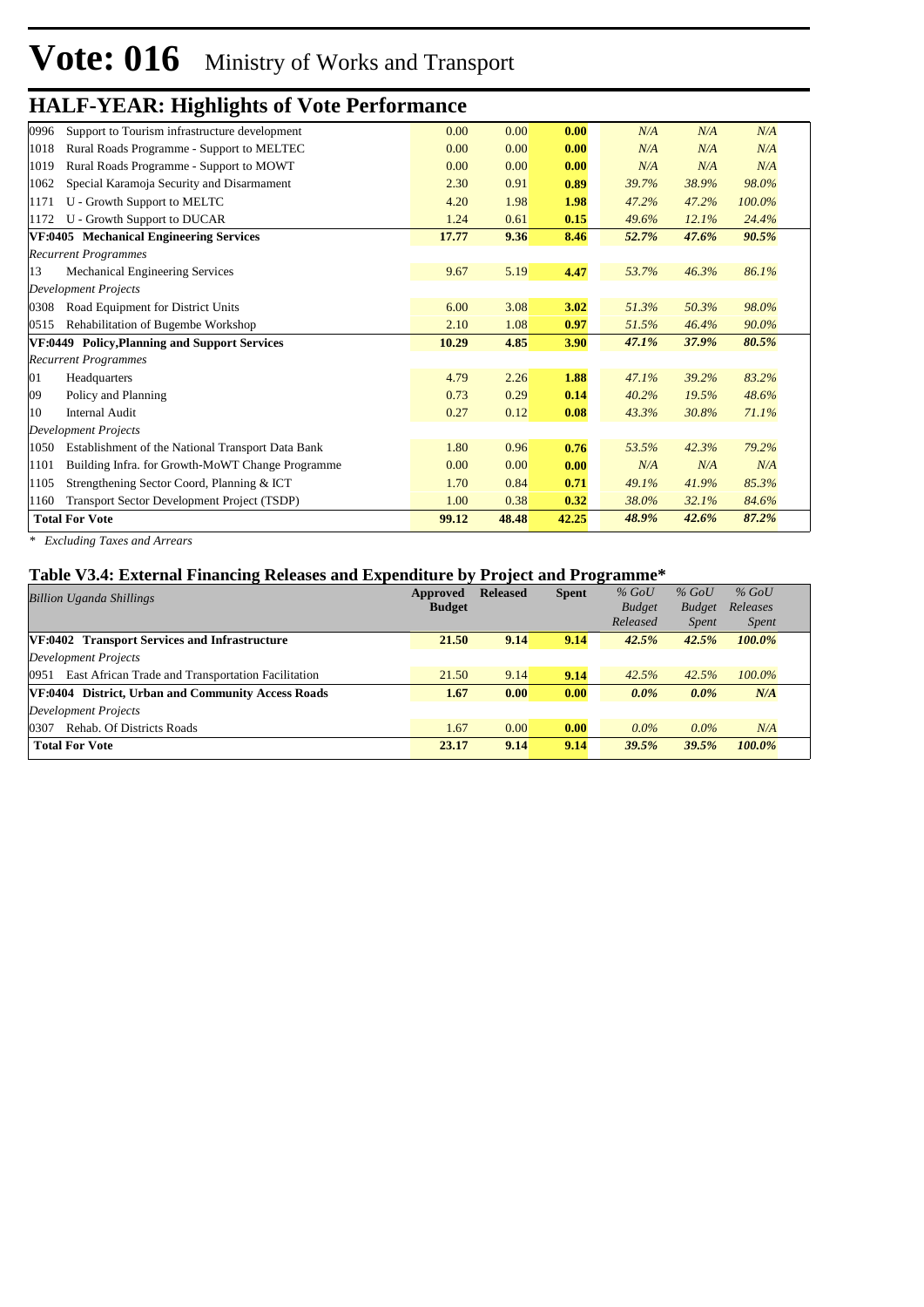# Vote: 016 Ministry of Works and Transport

## HALF-YEAR: Highlights of Vote Performance

| | | | | | | |
|---|---|---|---|---|---|---|
| 0996 Support to Tourism infrastructure development | 0.00 | 0.00 | 0.00 | *N/A* | *N/A* | *N/A* |
| 1018 Rural Roads Programme - Support to MELTEC | 0.00 | 0.00 | 0.00 | *N/A* | *N/A* | *N/A* |
| 1019 Rural Roads Programme - Support to MOWT | 0.00 | 0.00 | 0.00 | *N/A* | *N/A* | *N/A* |
| 1062 Special Karamoja Security and Disarmament | 2.30 | 0.91 | 0.89 | *39.7%* | *38.9%* | *98.0%* |
| 1171 U - Growth Support to MELTC | 4.20 | 1.98 | 1.98 | *47.2%* | *47.2%* | *100.0%* |
| 1172 U - Growth Support to DUCAR | 1.24 | 0.61 | 0.15 | *49.6%* | *12.1%* | *24.4%* |
| **VF:0405 Mechanical Engineering Services** | **17.77** | **9.36** | **8.46** | ***52.7%*** | ***47.6%*** | ***90.5%*** |
| *Recurrent Programmes* | | | | | | |
| 13 Mechanical Engineering Services | 9.67 | 5.19 | 4.47 | *53.7%* | *46.3%* | *86.1%* |
| *Development Projects* | | | | | | |
| 0308 Road Equipment for District Units | 6.00 | 3.08 | 3.02 | *51.3%* | *50.3%* | *98.0%* |
| 0515 Rehabilitation of Bugembe Workshop | 2.10 | 1.08 | 0.97 | *51.5%* | *46.4%* | *90.0%* |
| **VF:0449 Policy,Planning and Support Services** | **10.29** | **4.85** | **3.90** | ***47.1%*** | ***37.9%*** | ***80.5%*** |
| *Recurrent Programmes* | | | | | | |
| 01 Headquarters | 4.79 | 2.26 | 1.88 | *47.1%* | *39.2%* | *83.2%* |
| 09 Policy and Planning | 0.73 | 0.29 | 0.14 | *40.2%* | *19.5%* | *48.6%* |
| 10 Internal Audit | 0.27 | 0.12 | 0.08 | *43.3%* | *30.8%* | *71.1%* |
| *Development Projects* | | | | | | |
| 1050 Establishment of the National Transport Data Bank | 1.80 | 0.96 | 0.76 | *53.5%* | *42.3%* | *79.2%* |
| 1101 Building Infra. for Growth-MoWT Change Programme | 0.00 | 0.00 | 0.00 | *N/A* | *N/A* | *N/A* |
| 1105 Strengthening Sector Coord, Planning & ICT | 1.70 | 0.84 | 0.71 | *49.1%* | *41.9%* | *85.3%* |
| 1160 Transport Sector Development Project (TSDP) | 1.00 | 0.38 | 0.32 | *38.0%* | *32.1%* | *84.6%* |
| **Total For Vote** | **99.12** | **48.48** | **42.25** | ***48.9%*** | ***42.6%*** | ***87.2%*** |

*\* Excluding Taxes and Arrears*

### Table V3.4: External Financing Releases and Expenditure by Project and Programme*

| *Billion Uganda Shillings* | Approved Budget | Released | Spent | *% GoU Budget Released* | *% GoU Budget Spent* | *% GoU Releases Spent* |
|---|---|---|---|---|---|---|
| **VF:0402 Transport Services and Infrastructure** | **21.50** | **9.14** | **9.14** | ***42.5%*** | ***42.5%*** | ***100.0%*** |
| *Development Projects* | | | | | | |
| 0951 East African Trade and Transportation Facilitation | 21.50 | 9.14 | 9.14 | *42.5%* | *42.5%* | *100.0%* |
| **VF:0404 District, Urban and Community Access Roads** | **1.67** | **0.00** | **0.00** | ***0.0%*** | ***0.0%*** | ***N/A*** |
| *Development Projects* | | | | | | |
| 0307 Rehab. Of Districts Roads | 1.67 | 0.00 | 0.00 | *0.0%* | *0.0%* | *N/A* |
| **Total For Vote** | **23.17** | **9.14** | **9.14** | ***39.5%*** | ***39.5%*** | ***100.0%*** |